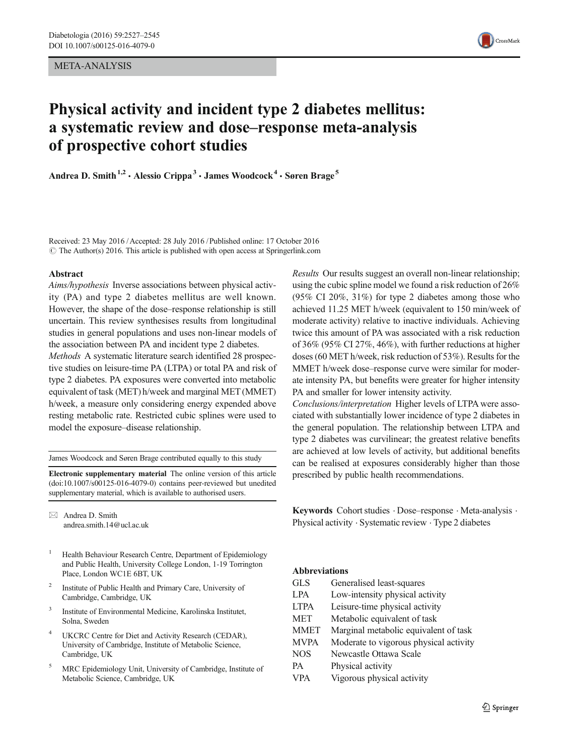META-ANALYSIS

# Physical activity and incident type 2 diabetes mellitus: a systematic review and dose–response meta-analysis of prospective cohort studies

**Andrea D. Smith**[1,2] **· Alessio Crippa**[3] **· James Woodcock**[4] **· Søren Brage**[5]

Received: 23 May 2016 / Accepted: 28 July 2016 / Published online: 17 October 2016
© The Author(s) 2016. This article is published with open access at Springerlink.com

## Abstract

*Aims/hypothesis* Inverse associations between physical activity (PA) and type 2 diabetes mellitus are well known. However, the shape of the dose–response relationship is still uncertain. This review synthesises results from longitudinal studies in general populations and uses non-linear models of the association between PA and incident type 2 diabetes.

*Methods* A systematic literature search identified 28 prospective studies on leisure-time PA (LTPA) or total PA and risk of type 2 diabetes. PA exposures were converted into metabolic equivalent of task (MET) h/week and marginal MET (MMET) h/week, a measure only considering energy expended above resting metabolic rate. Restricted cubic splines were used to model the exposure–disease relationship.

*Results* Our results suggest an overall non-linear relationship; using the cubic spline model we found a risk reduction of 26% (95% CI 20%, 31%) for type 2 diabetes among those who achieved 11.25 MET h/week (equivalent to 150 min/week of moderate activity) relative to inactive individuals. Achieving twice this amount of PA was associated with a risk reduction of 36% (95% CI 27%, 46%), with further reductions at higher doses (60 MET h/week, risk reduction of 53%). Results for the MMET h/week dose–response curve were similar for moderate intensity PA, but benefits were greater for higher intensity PA and smaller for lower intensity activity.

*Conclusions/interpretation* Higher levels of LTPA were associated with substantially lower incidence of type 2 diabetes in the general population. The relationship between LTPA and type 2 diabetes was curvilinear; the greatest relative benefits are achieved at low levels of activity, but additional benefits can be realised at exposures considerably higher than those prescribed by public health recommendations.

**Keywords** Cohort studies · Dose–response · Meta-analysis · Physical activity · Systematic review · Type 2 diabetes

James Woodcock and Søren Brage contributed equally to this study

**Electronic supplementary material** The online version of this article (doi:10.1007/s00125-016-4079-0) contains peer-reviewed but unedited supplementary material, which is available to authorised users.

✉ Andrea D. Smith
andrea.smith.14@ucl.ac.uk

[1] Health Behaviour Research Centre, Department of Epidemiology and Public Health, University College London, 1-19 Torrington Place, London WC1E 6BT, UK

[2] Institute of Public Health and Primary Care, University of Cambridge, Cambridge, UK

[3] Institute of Environmental Medicine, Karolinska Institutet, Solna, Sweden

[4] UKCRC Centre for Diet and Activity Research (CEDAR), University of Cambridge, Institute of Metabolic Science, Cambridge, UK

[5] MRC Epidemiology Unit, University of Cambridge, Institute of Metabolic Science, Cambridge, UK

## Abbreviations

| | |
|---|---|
| GLS | Generalised least-squares |
| LPA | Low-intensity physical activity |
| LTPA | Leisure-time physical activity |
| MET | Metabolic equivalent of task |
| MMET | Marginal metabolic equivalent of task |
| MVPA | Moderate to vigorous physical activity |
| NOS | Newcastle Ottawa Scale |
| PA | Physical activity |
| VPA | Vigorous physical activity |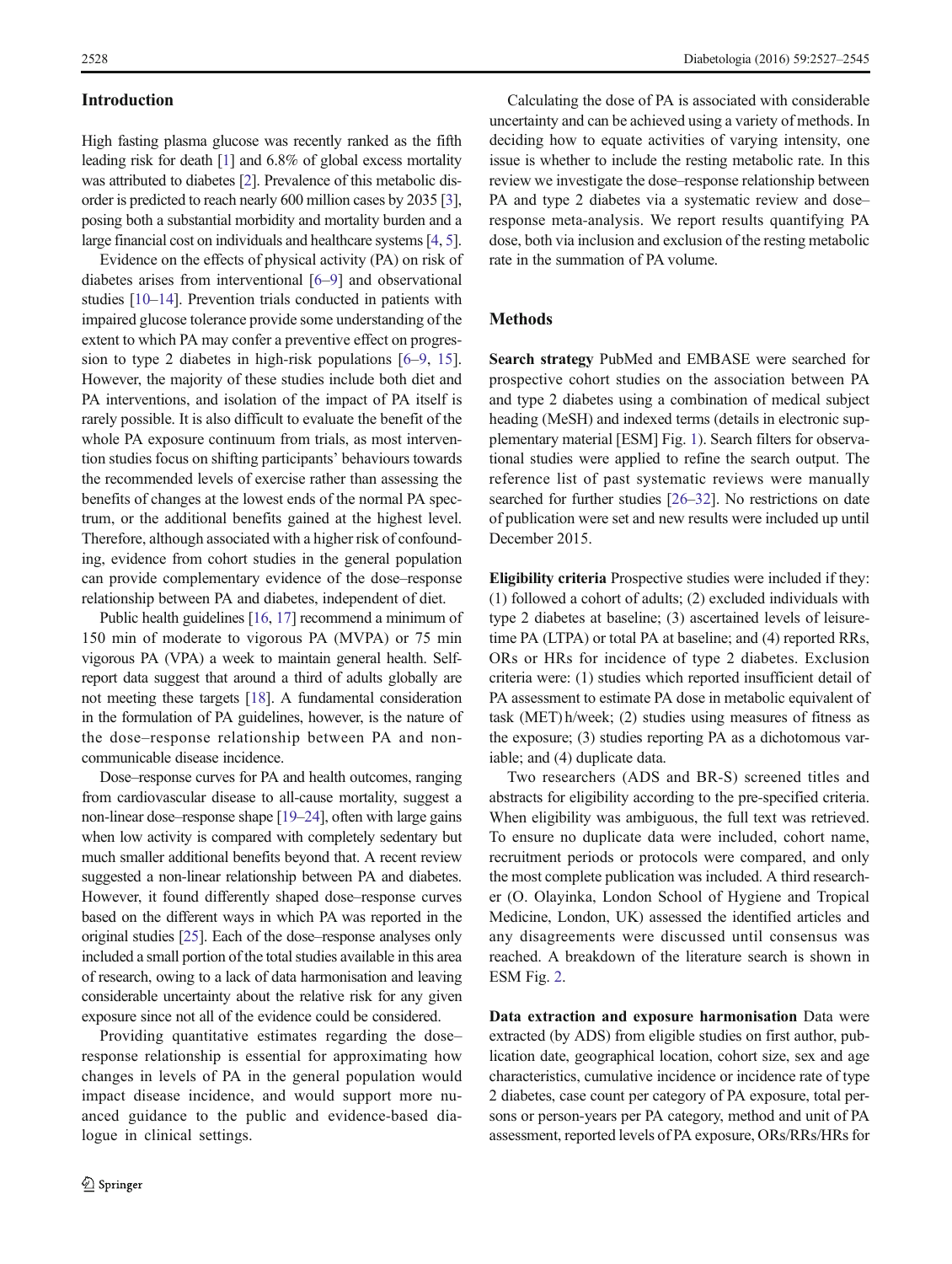## Introduction

High fasting plasma glucose was recently ranked as the fifth leading risk for death [1] and 6.8% of global excess mortality was attributed to diabetes [2]. Prevalence of this metabolic disorder is predicted to reach nearly 600 million cases by 2035 [3], posing both a substantial morbidity and mortality burden and a large financial cost on individuals and healthcare systems [4, 5].

Evidence on the effects of physical activity (PA) on risk of diabetes arises from interventional [6–9] and observational studies [10–14]. Prevention trials conducted in patients with impaired glucose tolerance provide some understanding of the extent to which PA may confer a preventive effect on progression to type 2 diabetes in high-risk populations [6–9, 15]. However, the majority of these studies include both diet and PA interventions, and isolation of the impact of PA itself is rarely possible. It is also difficult to evaluate the benefit of the whole PA exposure continuum from trials, as most intervention studies focus on shifting participants' behaviours towards the recommended levels of exercise rather than assessing the benefits of changes at the lowest ends of the normal PA spectrum, or the additional benefits gained at the highest level. Therefore, although associated with a higher risk of confounding, evidence from cohort studies in the general population can provide complementary evidence of the dose–response relationship between PA and diabetes, independent of diet.

Public health guidelines [16, 17] recommend a minimum of 150 min of moderate to vigorous PA (MVPA) or 75 min vigorous PA (VPA) a week to maintain general health. Self-report data suggest that around a third of adults globally are not meeting these targets [18]. A fundamental consideration in the formulation of PA guidelines, however, is the nature of the dose–response relationship between PA and non-communicable disease incidence.

Dose–response curves for PA and health outcomes, ranging from cardiovascular disease to all-cause mortality, suggest a non-linear dose–response shape [19–24], often with large gains when low activity is compared with completely sedentary but much smaller additional benefits beyond that. A recent review suggested a non-linear relationship between PA and diabetes. However, it found differently shaped dose–response curves based on the different ways in which PA was reported in the original studies [25]. Each of the dose–response analyses only included a small portion of the total studies available in this area of research, owing to a lack of data harmonisation and leaving considerable uncertainty about the relative risk for any given exposure since not all of the evidence could be considered.

Providing quantitative estimates regarding the dose–response relationship is essential for approximating how changes in levels of PA in the general population would impact disease incidence, and would support more nuanced guidance to the public and evidence-based dialogue in clinical settings.

Calculating the dose of PA is associated with considerable uncertainty and can be achieved using a variety of methods. In deciding how to equate activities of varying intensity, one issue is whether to include the resting metabolic rate. In this review we investigate the dose–response relationship between PA and type 2 diabetes via a systematic review and dose–response meta-analysis. We report results quantifying PA dose, both via inclusion and exclusion of the resting metabolic rate in the summation of PA volume.

## Methods

**Search strategy** PubMed and EMBASE were searched for prospective cohort studies on the association between PA and type 2 diabetes using a combination of medical subject heading (MeSH) and indexed terms (details in electronic supplementary material [ESM] Fig. 1). Search filters for observational studies were applied to refine the search output. The reference list of past systematic reviews were manually searched for further studies [26–32]. No restrictions on date of publication were set and new results were included up until December 2015.

**Eligibility criteria** Prospective studies were included if they: (1) followed a cohort of adults; (2) excluded individuals with type 2 diabetes at baseline; (3) ascertained levels of leisure-time PA (LTPA) or total PA at baseline; and (4) reported RRs, ORs or HRs for incidence of type 2 diabetes. Exclusion criteria were: (1) studies which reported insufficient detail of PA assessment to estimate PA dose in metabolic equivalent of task (MET) h/week; (2) studies using measures of fitness as the exposure; (3) studies reporting PA as a dichotomous variable; and (4) duplicate data.

Two researchers (ADS and BR-S) screened titles and abstracts for eligibility according to the pre-specified criteria. When eligibility was ambiguous, the full text was retrieved. To ensure no duplicate data were included, cohort name, recruitment periods or protocols were compared, and only the most complete publication was included. A third researcher (O. Olayinka, London School of Hygiene and Tropical Medicine, London, UK) assessed the identified articles and any disagreements were discussed until consensus was reached. A breakdown of the literature search is shown in ESM Fig. 2.

**Data extraction and exposure harmonisation** Data were extracted (by ADS) from eligible studies on first author, publication date, geographical location, cohort size, sex and age characteristics, cumulative incidence or incidence rate of type 2 diabetes, case count per category of PA exposure, total persons or person-years per PA category, method and unit of PA assessment, reported levels of PA exposure, ORs/RRs/HRs for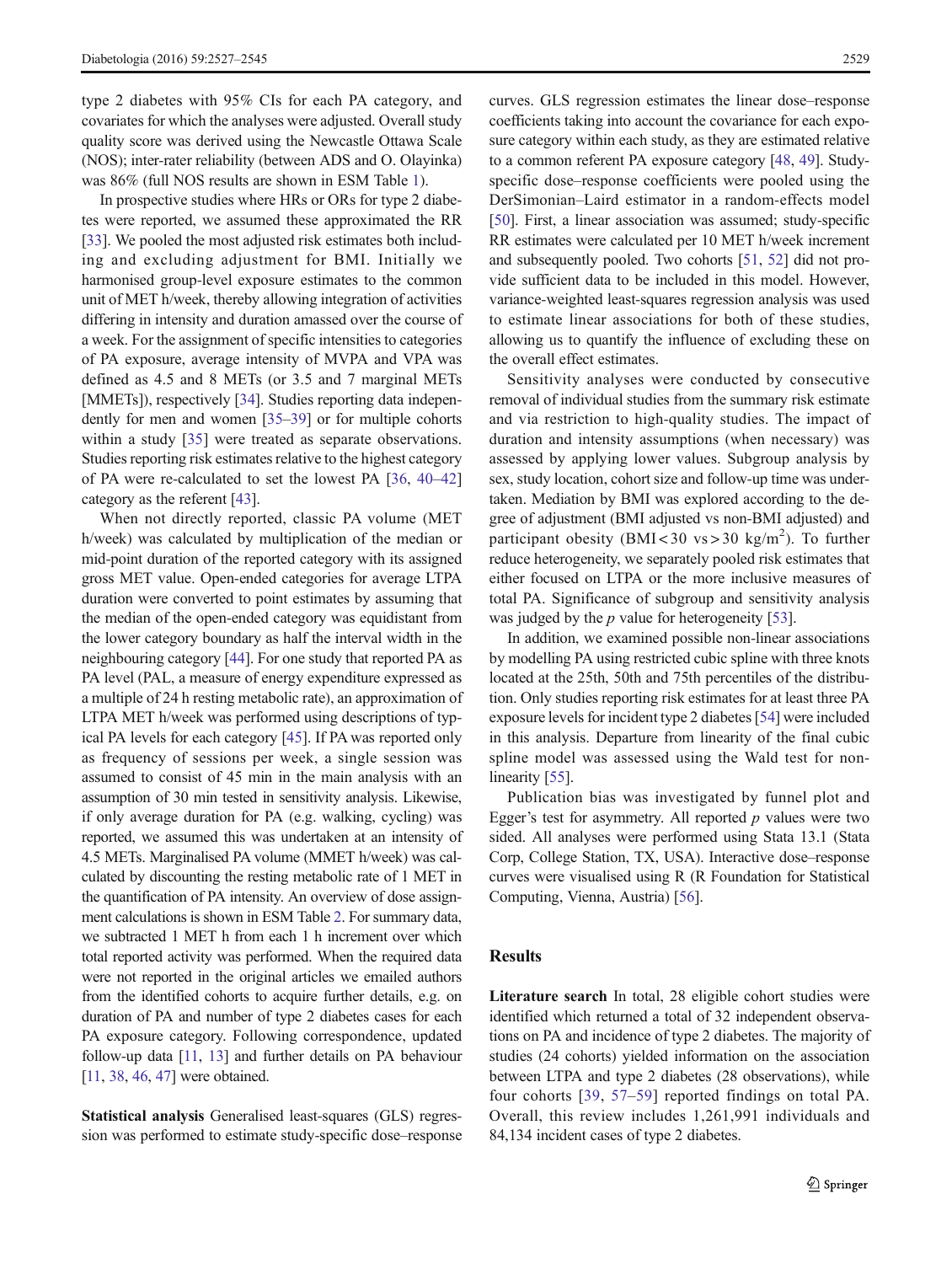type 2 diabetes with 95% CIs for each PA category, and covariates for which the analyses were adjusted. Overall study quality score was derived using the Newcastle Ottawa Scale (NOS); inter-rater reliability (between ADS and O. Olayinka) was 86% (full NOS results are shown in ESM Table 1).

In prospective studies where HRs or ORs for type 2 diabetes were reported, we assumed these approximated the RR [33]. We pooled the most adjusted risk estimates both including and excluding adjustment for BMI. Initially we harmonised group-level exposure estimates to the common unit of MET h/week, thereby allowing integration of activities differing in intensity and duration amassed over the course of a week. For the assignment of specific intensities to categories of PA exposure, average intensity of MVPA and VPA was defined as 4.5 and 8 METs (or 3.5 and 7 marginal METs [MMETs]), respectively [34]. Studies reporting data independently for men and women [35–39] or for multiple cohorts within a study [35] were treated as separate observations. Studies reporting risk estimates relative to the highest category of PA were re-calculated to set the lowest PA [36, 40–42] category as the referent [43].

When not directly reported, classic PA volume (MET h/week) was calculated by multiplication of the median or mid-point duration of the reported category with its assigned gross MET value. Open-ended categories for average LTPA duration were converted to point estimates by assuming that the median of the open-ended category was equidistant from the lower category boundary as half the interval width in the neighbouring category [44]. For one study that reported PA as PA level (PAL, a measure of energy expenditure expressed as a multiple of 24 h resting metabolic rate), an approximation of LTPA MET h/week was performed using descriptions of typical PA levels for each category [45]. If PA was reported only as frequency of sessions per week, a single session was assumed to consist of 45 min in the main analysis with an assumption of 30 min tested in sensitivity analysis. Likewise, if only average duration for PA (e.g. walking, cycling) was reported, we assumed this was undertaken at an intensity of 4.5 METs. Marginalised PA volume (MMET h/week) was calculated by discounting the resting metabolic rate of 1 MET in the quantification of PA intensity. An overview of dose assignment calculations is shown in ESM Table 2. For summary data, we subtracted 1 MET h from each 1 h increment over which total reported activity was performed. When the required data were not reported in the original articles we emailed authors from the identified cohorts to acquire further details, e.g. on duration of PA and number of type 2 diabetes cases for each PA exposure category. Following correspondence, updated follow-up data [11, 13] and further details on PA behaviour [11, 38, 46, 47] were obtained.

**Statistical analysis** Generalised least-squares (GLS) regression was performed to estimate study-specific dose–response curves. GLS regression estimates the linear dose–response coefficients taking into account the covariance for each exposure category within each study, as they are estimated relative to a common referent PA exposure category [48, 49]. Study-specific dose–response coefficients were pooled using the DerSimonian–Laird estimator in a random-effects model [50]. First, a linear association was assumed; study-specific RR estimates were calculated per 10 MET h/week increment and subsequently pooled. Two cohorts [51, 52] did not provide sufficient data to be included in this model. However, variance-weighted least-squares regression analysis was used to estimate linear associations for both of these studies, allowing us to quantify the influence of excluding these on the overall effect estimates.

Sensitivity analyses were conducted by consecutive removal of individual studies from the summary risk estimate and via restriction to high-quality studies. The impact of duration and intensity assumptions (when necessary) was assessed by applying lower values. Subgroup analysis by sex, study location, cohort size and follow-up time was undertaken. Mediation by BMI was explored according to the degree of adjustment (BMI adjusted vs non-BMI adjusted) and participant obesity (BMI $<30$ vs $>30$ kg/m$^2$). To further reduce heterogeneity, we separately pooled risk estimates that either focused on LTPA or the more inclusive measures of total PA. Significance of subgroup and sensitivity analysis was judged by the $p$ value for heterogeneity [53].

In addition, we examined possible non-linear associations by modelling PA using restricted cubic spline with three knots located at the 25th, 50th and 75th percentiles of the distribution. Only studies reporting risk estimates for at least three PA exposure levels for incident type 2 diabetes [54] were included in this analysis. Departure from linearity of the final cubic spline model was assessed using the Wald test for non-linearity [55].

Publication bias was investigated by funnel plot and Egger's test for asymmetry. All reported $p$ values were two sided. All analyses were performed using Stata 13.1 (Stata Corp, College Station, TX, USA). Interactive dose–response curves were visualised using R (R Foundation for Statistical Computing, Vienna, Austria) [56].

## Results

**Literature search** In total, 28 eligible cohort studies were identified which returned a total of 32 independent observations on PA and incidence of type 2 diabetes. The majority of studies (24 cohorts) yielded information on the association between LTPA and type 2 diabetes (28 observations), while four cohorts [39, 57–59] reported findings on total PA. Overall, this review includes 1,261,991 individuals and 84,134 incident cases of type 2 diabetes.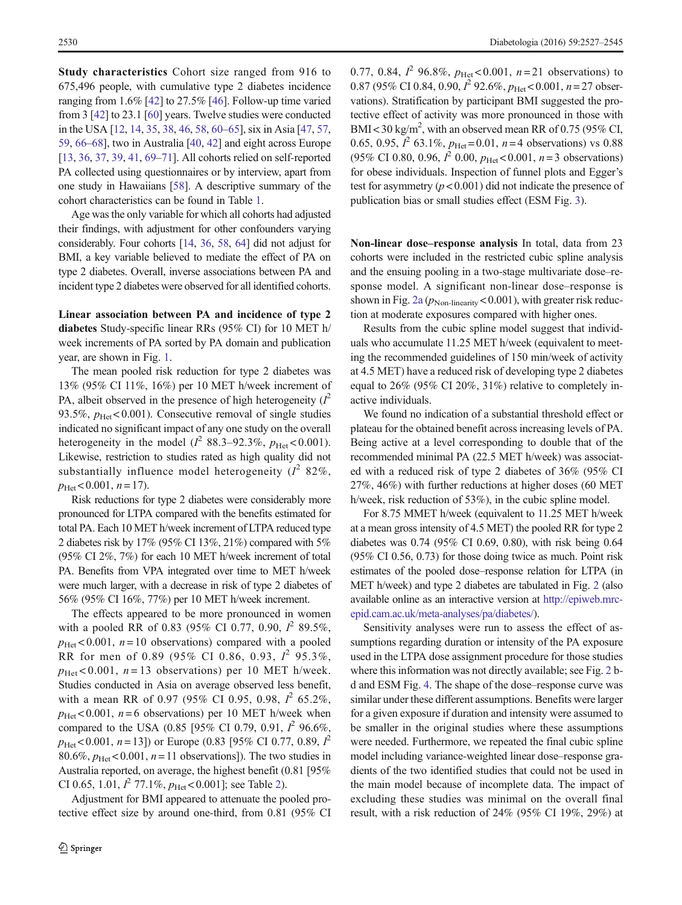**Study characteristics** Cohort size ranged from 916 to 675,496 people, with cumulative type 2 diabetes incidence ranging from 1.6% [42] to 27.5% [46]. Follow-up time varied from 3 [42] to 23.1 [60] years. Twelve studies were conducted in the USA [12, 14, 35, 38, 46, 58, 60–65], six in Asia [47, 57, 59, 66–68], two in Australia [40, 42] and eight across Europe [13, 36, 37, 39, 41, 69–71]. All cohorts relied on self-reported PA collected using questionnaires or by interview, apart from one study in Hawaiians [58]. A descriptive summary of the cohort characteristics can be found in Table 1.

Age was the only variable for which all cohorts had adjusted their findings, with adjustment for other confounders varying considerably. Four cohorts [14, 36, 58, 64] did not adjust for BMI, a key variable believed to mediate the effect of PA on type 2 diabetes. Overall, inverse associations between PA and incident type 2 diabetes were observed for all identified cohorts.

**Linear association between PA and incidence of type 2 diabetes** Study-specific linear RRs (95% CI) for 10 MET h/week increments of PA sorted by PA domain and publication year, are shown in Fig. 1.

The mean pooled risk reduction for type 2 diabetes was 13% (95% CI 11%, 16%) per 10 MET h/week increment of PA, albeit observed in the presence of high heterogeneity ($I^2$ 93.5%, $p_{\text{Het}} < 0.001$). Consecutive removal of single studies indicated no significant impact of any one study on the overall heterogeneity in the model ($I^2$ 88.3–92.3%, $p_{\text{Het}} < 0.001$). Likewise, restriction to studies rated as high quality did not substantially influence model heterogeneity ($I^2$ 82%, $p_{\text{Het}} < 0.001$, $n = 17$).

Risk reductions for type 2 diabetes were considerably more pronounced for LTPA compared with the benefits estimated for total PA. Each 10 MET h/week increment of LTPA reduced type 2 diabetes risk by 17% (95% CI 13%, 21%) compared with 5% (95% CI 2%, 7%) for each 10 MET h/week increment of total PA. Benefits from VPA integrated over time to MET h/week were much larger, with a decrease in risk of type 2 diabetes of 56% (95% CI 16%, 77%) per 10 MET h/week increment.

The effects appeared to be more pronounced in women with a pooled RR of 0.83 (95% CI 0.77, 0.90, $I^2$ 89.5%, $p_{\text{Het}} < 0.001$, $n = 10$ observations) compared with a pooled RR for men of 0.89 (95% CI 0.86, 0.93, $I^2$ 95.3%, $p_{\text{Het}} < 0.001$, $n = 13$ observations) per 10 MET h/week. Studies conducted in Asia on average observed less benefit, with a mean RR of 0.97 (95% CI 0.95, 0.98, $I^2$ 65.2%, $p_{\text{Het}} < 0.001$, $n = 6$ observations) per 10 MET h/week when compared to the USA (0.85 [95% CI 0.79, 0.91, $I^2$ 96.6%, $p_{\text{Het}} < 0.001$, $n = 13$]) or Europe (0.83 [95% CI 0.77, 0.89, $I^2$ 80.6%, $p_{\text{Het}} < 0.001$, $n = 11$ observations]). The two studies in Australia reported, on average, the highest benefit (0.81 [95% CI 0.65, 1.01, $I^2$ 77.1%, $p_{\text{Het}} < 0.001$]; see Table 2).

Adjustment for BMI appeared to attenuate the pooled protective effect size by around one-third, from 0.81 (95% CI 0.77, 0.84, $I^2$ 96.8%, $p_{\text{Het}} < 0.001$, $n = 21$ observations) to 0.87 (95% CI 0.84, 0.90, $I^2$ 92.6%, $p_{\text{Het}} < 0.001$, $n = 27$ observations). Stratification by participant BMI suggested the protective effect of activity was more pronounced in those with BMI < 30 kg/m$^2$, with an observed mean RR of 0.75 (95% CI, 0.65, 0.95, $I^2$ 63.1%, $p_{\text{Het}} = 0.01$, $n = 4$ observations) vs 0.88 (95% CI 0.80, 0.96, $I^2$ 0.00, $p_{\text{Het}} < 0.001$, $n = 3$ observations) for obese individuals. Inspection of funnel plots and Egger's test for asymmetry ($p < 0.001$) did not indicate the presence of publication bias or small studies effect (ESM Fig. 3).

**Non-linear dose–response analysis** In total, data from 23 cohorts were included in the restricted cubic spline analysis and the ensuing pooling in a two-stage multivariate dose–response model. A significant non-linear dose–response is shown in Fig. 2a ($p_{\text{Non-linearity}} < 0.001$), with greater risk reduction at moderate exposures compared with higher ones.

Results from the cubic spline model suggest that individuals who accumulate 11.25 MET h/week (equivalent to meeting the recommended guidelines of 150 min/week of activity at 4.5 MET) have a reduced risk of developing type 2 diabetes equal to 26% (95% CI 20%, 31%) relative to completely inactive individuals.

We found no indication of a substantial threshold effect or plateau for the obtained benefit across increasing levels of PA. Being active at a level corresponding to double that of the recommended minimal PA (22.5 MET h/week) was associated with a reduced risk of type 2 diabetes of 36% (95% CI 27%, 46%) with further reductions at higher doses (60 MET h/week, risk reduction of 53%), in the cubic spline model.

For 8.75 MMET h/week (equivalent to 11.25 MET h/week at a mean gross intensity of 4.5 MET) the pooled RR for type 2 diabetes was 0.74 (95% CI 0.69, 0.80), with risk being 0.64 (95% CI 0.56, 0.73) for those doing twice as much. Point risk estimates of the pooled dose–response relation for LTPA (in MET h/week) and type 2 diabetes are tabulated in Fig. 2 (also available online as an interactive version at http://epiweb.mrc-epid.cam.ac.uk/meta-analyses/pa/diabetes/).

Sensitivity analyses were run to assess the effect of assumptions regarding duration or intensity of the PA exposure used in the LTPA dose assignment procedure for those studies where this information was not directly available; see Fig. 2 b-d and ESM Fig. 4. The shape of the dose–response curve was similar under these different assumptions. Benefits were larger for a given exposure if duration and intensity were assumed to be smaller in the original studies where these assumptions were needed. Furthermore, we repeated the final cubic spline model including variance-weighted linear dose–response gradients of the two identified studies that could not be used in the main model because of incomplete data. The impact of excluding these studies was minimal on the overall final result, with a risk reduction of 24% (95% CI 19%, 29%) at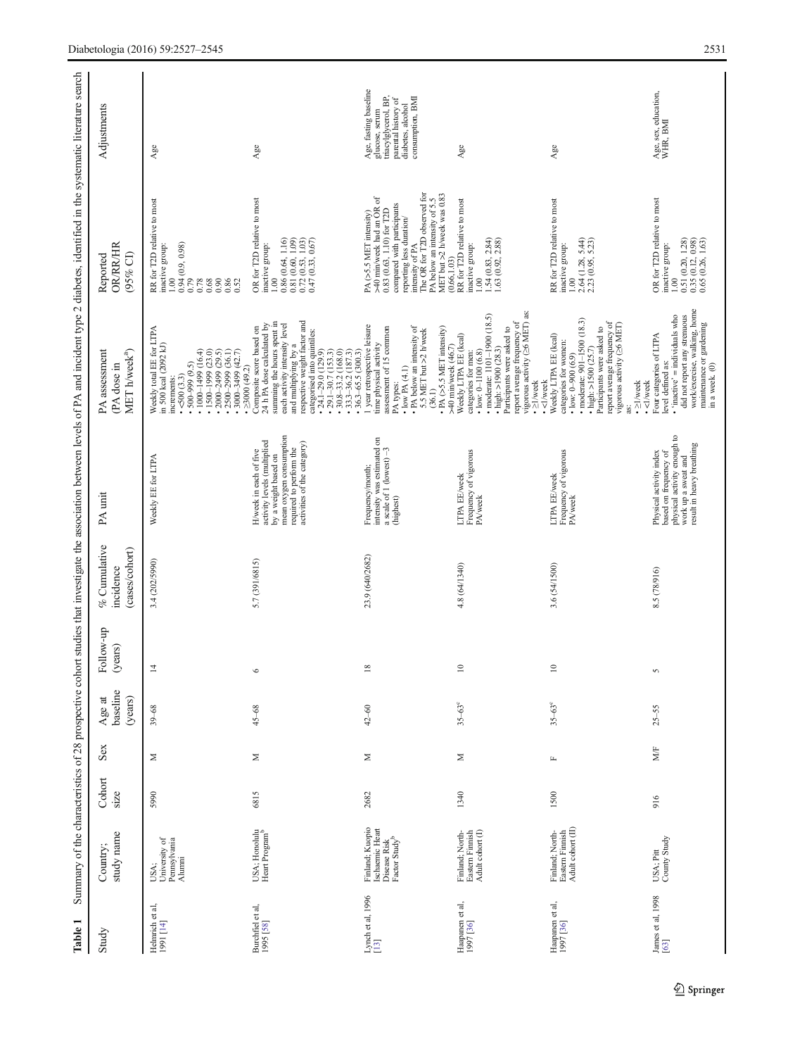**Table 1** Summary of the characteristics of 28 prospective cohort studies that investigate the association between levels of PA and incident type 2 diabetes, identified in the systematic literature search

| Study | Country; study name | Cohort size | Sex | Age at baseline (years) | Follow-up (years) | % Cumulative incidence (cases/cohort) | PA unit | PA assessment (PA dose in MET h/week[a]) | Reported OR/RR/HR (95% CI) | Adjustments |
|---|---|---|---|---|---|---|---|---|---|---|
| Helmrich et al, 1991 [14] | USA; University of Pennsylvania Alumni | 5990 | M | 39–68 | 14 | 3.4 (202/5990) | Weekly EE for LTPA | Weekly total EE for LTPA in 500 kcal (2092 kJ) increments: • <500 (3.3) • 500–999 (9.5) • 1000–1499 (16.4) • 1500–1999 (23.0) • 2000–2499 (29.5) • 2500–2999 (36.1) • 3000–3499 (42.7) • ≥3500 (49.2) | RR for T2D relative to most inactive group: 1.00 0.94 (0.9, 0.98) 0.79 0.78 0.68 0.90 0.86 0.52 | Age |
| Burchfiel et al, 1995 [58] | USA; Honolulu Heart Program[b] | 6815 | M | 45–68 | 6 | 5.7 (391/6815) | H/week in each of five activity levels (multiplied by a weight based on mean oxygen consumption required to perform the activities of the category) | Composite score based on 24 h PA dose calculated by summing the hours spent in each activity intensity level and multiplying by a respective weight factor and categorised into quintiles: • 24.1–29.0 (129.9) • 29.1–30.7 (153.3) • 30.8–33.2 (168.0) • 33.3–36.2 (187.3) • 36.3–65.5 (300.3) | OR for T2D relative to most inactive group: 1.00 0.86 (0.64, 1.16) 0.81 (0.60, 1.09) 0.72 (0.53, 1.03) 0.47 (0.33, 0.67) | Age |
| Lynch et al, 1996 [13] | Finland; Kuopio Ischaemic Heart Disease Risk Factor Study[b] | 2682 | M | 42–60 | 18 | 23.9 (640/2682) | Frequency/month; intensity was estimated on a scale of 1 (lowest) –3 (highest) | 1 year retrospective leisure time physical activity assessment of 15 common PA types: • low PA (4.1) • PA below an intensity of 5.5 MET but >2 h/week (36.1) • PA (>5.5 MET intensity) >40 min/week (46.7) | PA (>5.5 MET intensity) >40 min/week had an OR of 0.83 (0.63, 1.10) for T2D compared with participants reporting less duration/intensity of PA The OR for T2D observed for PA below an intensity of 5.5 MET but >2 h/week was 0.83 (0.66,1.03) | Age, fasting baseline glucose, serum triacylglycerol, BP, parental history of diabetes, alcohol consumption, BMI |
| Haapanen et al, 1997 [36] | Finland; North-Eastern Finnish Adult cohort (I) | 1340 | M | 35–63[c] | 10 | 4.8 (64/1340) | LTPA EE/week Frequency of vigorous PA/week | Weekly LTPA EE (kcal) categories for men: • low: 0–1100 (6.8) • moderate: 1101–1900 (18.5) • high: >1900 (28.3) Participants were asked to report average frequency of vigorous activity (≥6 MET) as: • ≥1/week • <1/week | RR for T2D relative to most inactive group: 1.00 1.54 (0.83, 2.84) 1.63 (0.92, 2.88) | Age |
| Haapanen et al, 1997 [36] | Finland; North-Eastern Finnish Adult cohort (II) | 1500 | F | 35–63[c] | 10 | 3.6 (54/1500) | LTPA EE/week Frequency of vigorous PA/week | Weekly LTPA EE (kcal) categories for women: • low: 0–900 (6.9) • moderate: 901–1500 (18.3) • high: >1500 (25.7) Participants were asked to report average frequency of vigorous activity (≥6 MET) as: • ≥1/week • <1/week | RR for T2D relative to most inactive group: 1.00 2.64 (1.28, 5.44) 2.23 (0.95, 5.23) | Age |
| James et al, 1998 [63] | USA; Pitt County Study | 916 | M/F | 25–55 | 5 | 8.5 (78/916) | Physical activity index based on frequency of physical activity enough to work up a sweat and result in heavy breathing | Four categories of LTPA level defined as: • 'inactive' = individuals who did not report any strenuous work/exercise, walking, home maintenance or gardening in a week (0) | OR for T2D relative to most inactive group: 1.00 0.51 (0.20, 1.28) 0.35 (0.12, 0.98) 0.65 (0.26, 1.63) | Age, sex, education, WHR, BMI |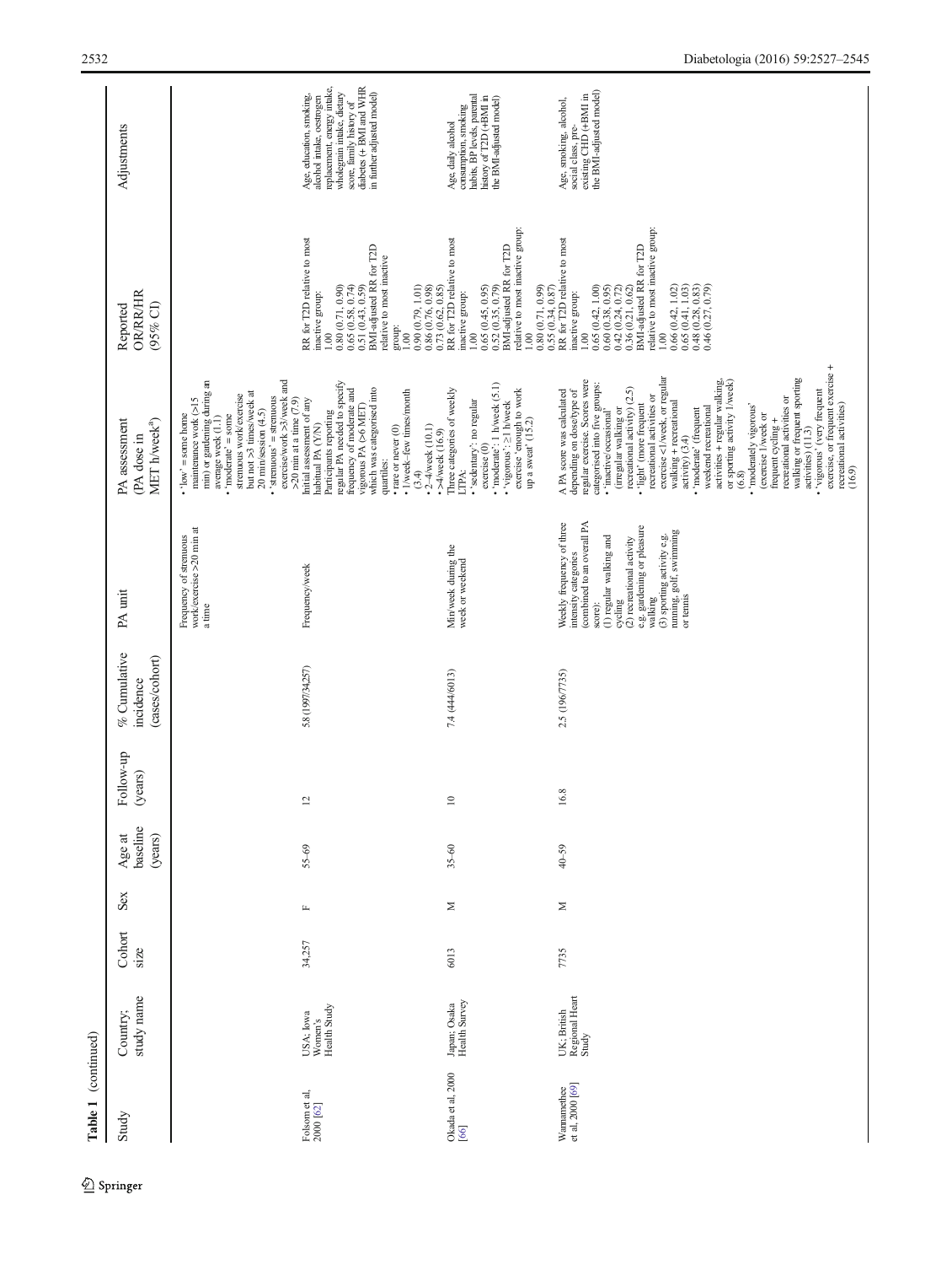**Table 1** (continued)

| Study | Country; study name | Cohort size | Sex | Age at baseline (years) | Follow-up (years) | % Cumulative incidence (cases/cohort) | PA unit | PA assessment (PA dose in MET h/week[a]) | Reported OR/RR/HR (95% CI) | Adjustments |
|---|---|---|---|---|---|---|---|---|---|---|
| | | | | | | | Frequency of strenuous work/exercise >20 min at a time | • 'low' = some home maintenance work (>15 min) or gardening during an average week (1.1)<br>• 'moderate' = some strenuous work/exercise but not >3 times/week at 20 min/session (4.5)<br>• 'strenuous' = strenuous exercise/work >3/week and >20 min at a time (7.9) | | |
| Folsom et al, 2000 [62] | USA; Iowa Women's Health Study | 34,257 | F | 55–69 | 12 | 5.8 (1997/34,257) | Frequency/week | Initial assessment of any habitual PA (Y/N). Participants reporting regular PA needed to specify frequency of moderate and vigorous PA (>6 MET) which was categorised into quartiles:<br>• rare or never (0)<br>• 1/week–few times/month (3.4)<br>• 2–4/week (10.1)<br>• >4/week (16.9) | RR for T2D relative to most inactive group:<br>1.00<br>0.80 (0.71, 0.90)<br>0.65 (0.58, 0.74)<br>0.51 (0.43, 0.59)<br>BMI-adjusted RR for T2D relative to most inactive group:<br>1.00<br>0.90 (0.79, 1.01)<br>0.86 (0.76, 0.98)<br>0.73 (0.62, 0.85) | Age, education, smoking, alcohol intake, oestrogen replacement, energy intake, wholegrain intake, dietary score, family history of diabetes (+ BMI and WHR in further adjusted model) |
| Okada et al, 2000 [66] | Japan; Osaka Health Survey | 6013 | M | 35–60 | 10 | 7.4 (444/6013) | Min/week during the week or weekend | Three categories of weekly LTPA:<br>• 'sedentary': no regular exercise (0)<br>• 'moderate': 1 h/week (5.1)<br>• 'vigorous': ≥1 h/week exercise 'enough to work up a sweat' (15.2) | RR for T2D relative to most inactive group:<br>1.00<br>0.65 (0.45, 0.95)<br>0.52 (0.35, 0.79)<br>BMI-adjusted RR for T2D relative to most inactive group:<br>1.00<br>0.80 (0.71, 0.99)<br>0.55 (0.34, 0.87) | Age, daily alcohol consumption, smoking habits, BP levels, parental history of T2D (+BMI in the BMI-adjusted model) |
| Wannamethee et al, 2000 [69] | UK; British Regional Heart Study | 7735 | M | 40–59 | 16.8 | 2.5 (196/7735) | Weekly frequency of three intensity categories (combined to an overall PA score):<br>(1) regular walking and cycling<br>(2) recreational activity e.g. gardening or pleasure walking<br>(3) sporting activity e.g. running, golf, swimming or tennis | A PA score was calculated depending on dose/type of regular exercise. Scores were categorised into five groups:<br>• 'inactive/occasional' (irregular walking or recreational activity) (2.5)<br>• 'light' (more frequent recreational activities or exercise <1/week, or regular walking + recreational activity) (3.4)<br>• 'moderate' (frequent weekend recreational activities + regular walking, or sporting activity 1/week) (6.8)<br>• 'moderately vigorous' (exercise 1/week or frequent cycling + recreational activities or walking or frequent sporting activities) (11.3)<br>• 'vigorous' (very frequent exercise, or frequent exercise + recreational activities) (16.9) | RR for T2D relative to most inactive group:<br>1.00<br>0.65 (0.42, 1.00)<br>0.60 (0.38, 0.95)<br>0.42 (0.24, 0.72)<br>0.36 (0.21, 0.62)<br>BMI-adjusted RR for T2D relative to most inactive group:<br>1.00<br>0.66 (0.42, 1.02)<br>0.65 (0.41, 1.03)<br>0.48 (0.28, 0.83)<br>0.46 (0.27, 0.79) | Age, smoking, alcohol, social class, pre-existing CHD (+BMI in the BMI-adjusted model) |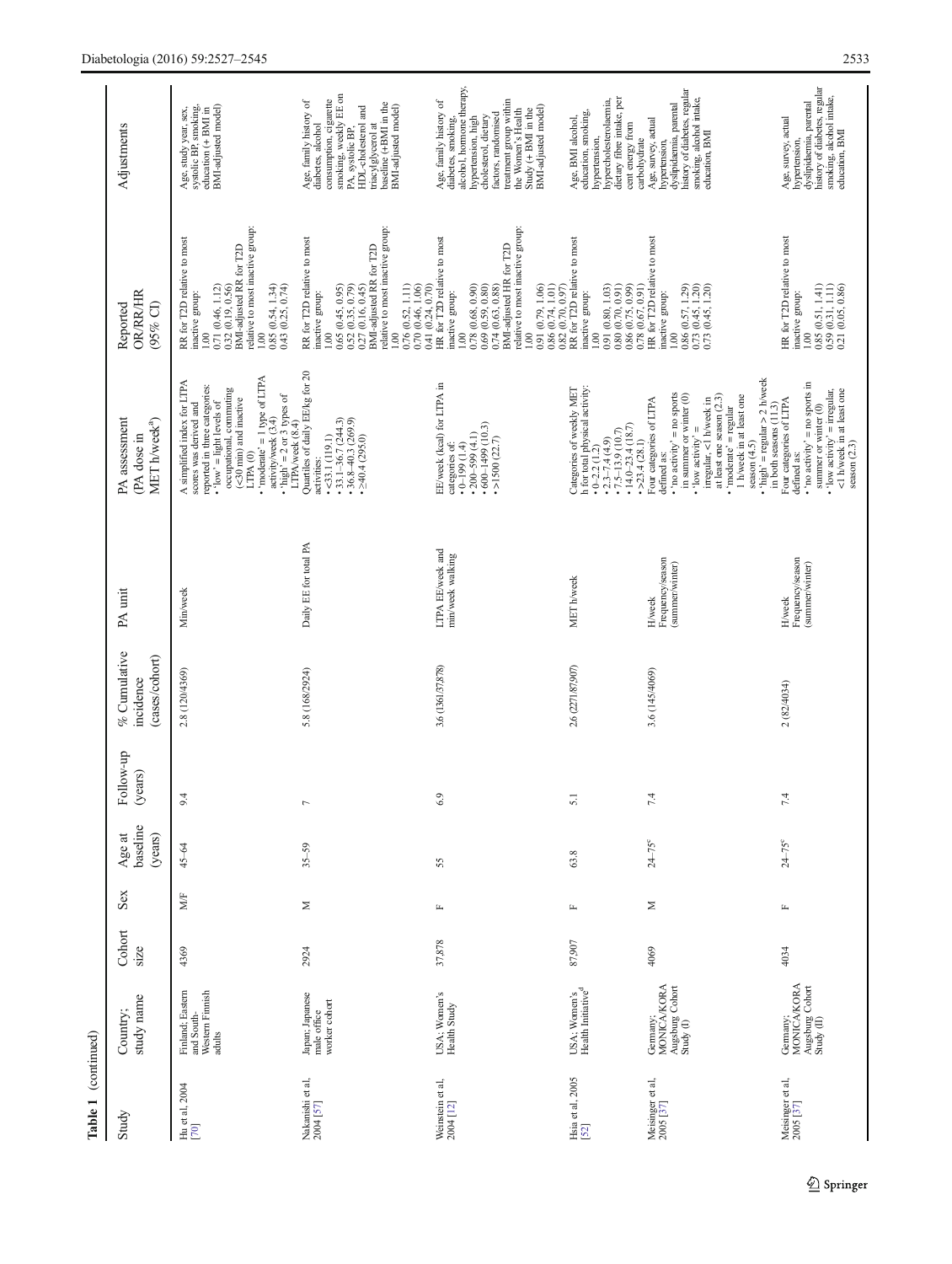**Table 1** (continued)

| Study | Country; study name | Cohort size | Sex | Age at baseline (years) | Follow-up (years) | % Cumulative incidence (cases/cohort) | PA unit | PA assessment (PA dose in MET h/week[a]) | Reported OR/RR/HR (95% CI) | Adjustments |
|---|---|---|---|---|---|---|---|---|---|---|
| Hu et al, 2004 [70] | Finland; Eastern and South-Western Finnish adults | 4369 | M/F | 45–64 | 9.4 | 2.8 (120/4369) | Min/week | A simplified index for LTPA scores was derived and reported in three categories: • 'low' = light levels of occupational, commuting (<30 min) and inactive LTPA (0) • 'moderate' = 1 type of LTPA activity/week (3.4) • 'high' = 2 or 3 types of LTPA/week (8.4) | RR for T2D relative to most inactive group: 1.00 0.71 (0.46, 1.12) 0.32 (0.19, 0.56) BMI-adjusted RR for T2D relative to most inactive group: 1.00 0.85 (0.54, 1.34) 0.43 (0.25, 0.74) | Age, study year, sex, systolic BP, smoking, education (+ BMI in BMI-adjusted model) |
| Nakanishi et al, 2004 [57] | Japan; Japanese male office worker cohort | 2924 | M | 35–59 | 7 | 5.8 (168/2924) | Daily EE for total PA | Quartiles of daily EE/kg for 20 activities: • <33.1 (19.1) • 33.1–36.7 (244.3) • 36.8–40.3 (269.9) • ≥40.4 (295.0) | RR for T2D relative to most inactive group: 1.00 0.65 (0.45, 0.95) 0.52 (0.35, 0.79) 0.27 (0.16, 0.45) BMI-adjusted RR for T2D relative to most inactive group: 1.00 0.76 (0.52, 1.11) 0.70 (0.46, 1.06) 0.41 (0.24, 0.70) | Age, family history of diabetes, alcohol consumption, cigarette smoking, weekly EE on PA, systolic BP, HDL-cholesterol and triacylglycerol at baseline (+BMI in the BMI-adjusted model) |
| Weinstein et al, 2004 [12] | USA; Women's Health Study | 37,878 | F | 55 | 6.9 | 3.6 (1361/37,878) | LTPA EE/week and min/week walking | EE/week (kcal) for LTPA in categories of: • 0–199 (1.4) • 200–599 (4.1) • 600–1499 (10.3) • >1500 (22.7) | HR for T2D relative to most inactive group: 1.00 0.78 (0.68, 0.90) 0.69 (0.59, 0.80) 0.74 (0.63, 0.88) BMI-adjusted HR for T2D relative to most inactive group: 1.00 0.91 (0.79, 1.06) 0.86 (0.74, 1.01) 0.82 (0.70, 0.97) | Age, family history of diabetes, smoking, alcohol, hormone therapy, hypertension, high cholesterol, dietary factors, randomised treatment group within the Women's Health Study (+ BMI in the BMI-adjusted model) |
| Hsia et al, 2005 [52] | USA; Women's Health Initiative[d] | 87,907 | F | 63.8 | 5.1 | 2.6 (2271/87,907) | MET h/week | Categories of weekly MET h for total physical activity: • 0–2.2 (1.2) • 2.3–7.4 (4.9) • 7.5–13.9 (10.7) • 14.0–23.4 (18.7) • >23.4 (28.1) | RR for T2D relative to most inactive group: 1.00 0.91 (0.80, 1.03) 0.80 (0.70, 0.91) 0.86 (0.75, 0.99) 0.78 (0.67, 0.91) | Age, BMI alcohol, education, smoking, hypertension, hypercholesterolaemia, dietary fibre intake, per cent energy from carbohydrate |
| Meisinger et al, 2005 [37] | Germany; MONICA/KORA Augsburg Cohort Study (I) | 4069 | M | 24–75[c] | 7.4 | 3.6 (145/4069) | H/week Frequency/season (summer/winter) | Four categories of LTPA defined as: • 'no activity' = no sports in summer or winter (0) • 'low activity' = irregular, <1 h/week in at least one season (2.3) • 'moderate' = regular 1 h/week in at least one season (4.5) • 'high' = regular > 2 h/week in both seasons (11.3) | HR for T2D relative to most inactive group: 1.00 0.86 (0.57, 1.29) 0.73 (0.45, 1.20) 0.73 (0.45, 1.20) | Age, survey, actual hypertension, dyslipidaemia, parental history of diabetes, regular smoking, alcohol intake, education, BMI |
| Meisinger et al, 2005 [37] | Germany; MONICA/KORA Augsburg Cohort Study (II) | 4034 | F | 24–75[c] | 7.4 | 2 (82/4034) | H/week Frequency/season (summer/winter) | Four categories of LTPA defined as: • 'no activity' = no sports in summer or winter (0) • 'low activity' = irregular, <1 h/week in at least one season (2.3) | HR for T2D relative to most inactive group: 1.00 0.85 (0.51, 1.41) 0.59 (0.31, 1.11) 0.21 (0.05, 0.86) | Age, survey, actual hypertension, dyslipidaemia, parental history of diabetes, regular smoking, alcohol intake, education, BMI |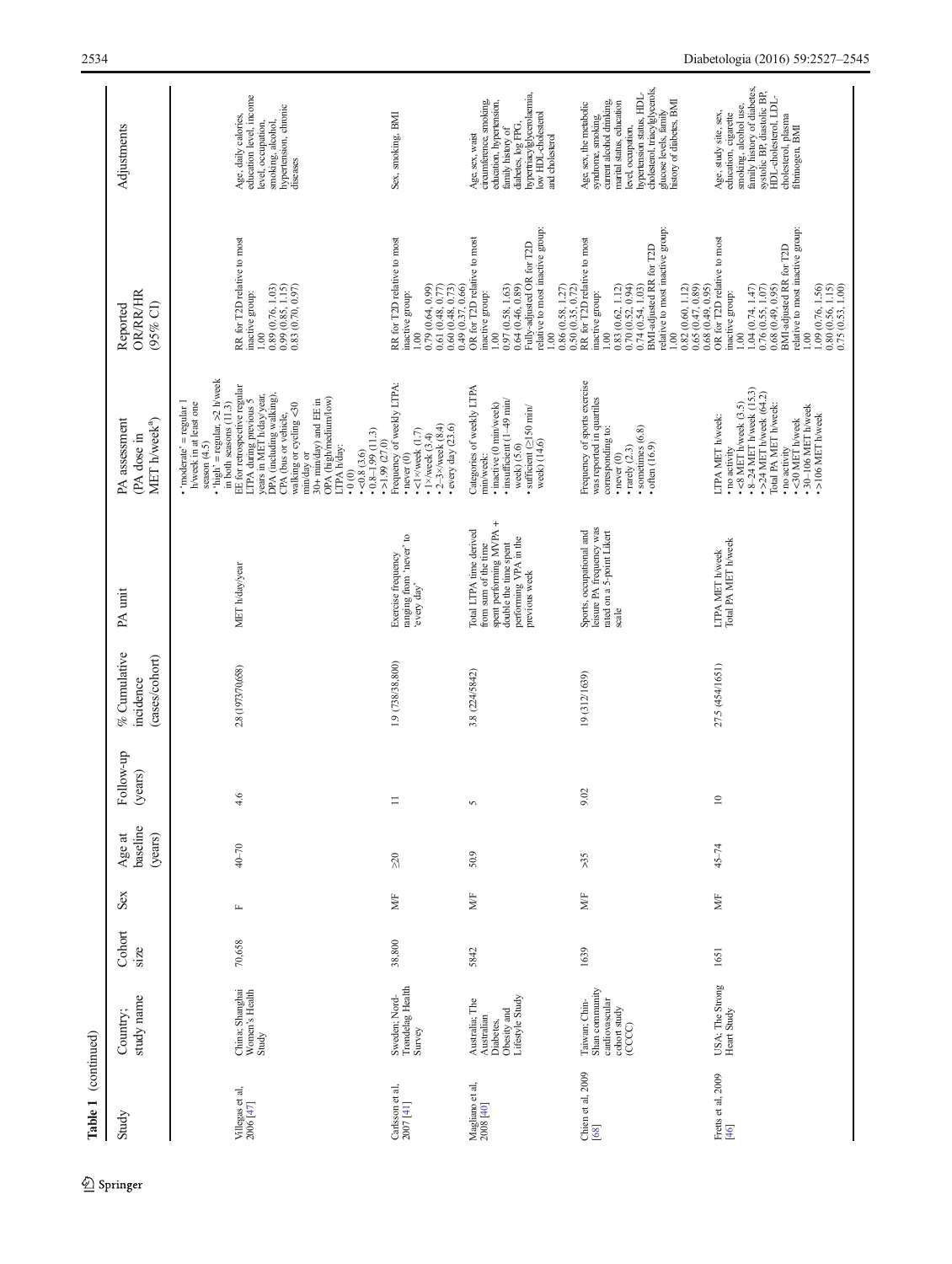**Table 1** (continued)

| Study | Country; study name | Cohort size | Sex | Age at baseline (years) | Follow-up (years) | % Cumulative incidence (cases/cohort) | PA unit | PA assessment (PA dose in MET h/week[a]) | Reported OR/RR/HR (95% CI) | Adjustments |
|---|---|---|---|---|---|---|---|---|---|---|
| | | | | | | | | • 'moderate' = regular 1 h/week in at least one season (4.5)<br>• 'high' = regular, ≥2 h/week in both seasons (11.3) | | |
| Villegas et al, 2006 [47] | China; Shanghai Women's Health Study | 70,658 | F | 40–70 | 4.6 | 2.8 (1973/70,658) | MET h/day/year | EE for retrospective regular LTPA during previous 5 years in MET h/day/year, OPA (including walking), CPA (bus or vehicle, walking or cycling <30 min/day or 30+ min/day) and EE in OPA (high/medium/low)<br>LTPA h/day:<br>• 0 (0)<br>• <0.8 (3.6)<br>• 0.8–1.99 (11.3)<br>• >1.99 (27.0) | RR for T2D relative to most inactive group:<br>1.00<br>0.89 (0.76, 1.03)<br>0.99 (0.85, 1.15)<br>0.83 (0.70, 0.97) | Age, daily calories, education level, income level, occupation, smoking, alcohol, hypertension, chronic diseases |
| Carlsson et al, 2007 [41] | Sweden; Nord-Trøndelag Health Survey | 38,800 | M/F | ≥20 | 11 | 1.9 (738/38,800) | Exercise frequency ranging from 'never' to 'every day' | Frequency of weekly LTPA:<br>• never (0)<br>• <1×/week (1.7)<br>• 1×/week (3.4)<br>• 2–3×/week (8.4)<br>• every day (23.6) | RR for T2D relative to most inactive group:<br>1.00<br>0.79 (0.64, 0.99)<br>0.61 (0.48, 0.77)<br>0.60 (0.48, 0.73)<br>0.49 (0.37, 0.66) | Sex, smoking, BMI |
| Magliano et al, 2008 [40] | Australia; The Australian Diabetes, Obesity and Lifestyle Study | 5842 | M/F | 50.9 | 5 | 3.8 (224/5842) | Total LTPA time derived from sum of the time spent performing MVPA + double the time spent performing VPA in the previous week | Categories of weekly LTPA min/week:<br>• inactive (0 min/week)<br>• insufficient (1–49 min/week) (5.6)<br>• sufficient (≥150 min/week) (14.6) | OR for T2D relative to most inactive group:<br>1.00<br>0.97 (0.58, 1.63)<br>0.64 (0.46, 0.89)<br>Fully-adjusted OR for T2D relative to most inactive group:<br>1.00<br>0.86 (0.58, 1.27)<br>0.50 (0.35, 0.72) | Age, sex, waist circumference, smoking, education, hypertension, family history of diabetes, log FPG, hypertriacylglycerolaemia, low HDL-cholesterol and cholesterol |
| Chien et al, 2009 [68] | Taiwan; Chin-Shan community cardiovascular cohort study (CCCC) | 1639 | M/F | >35 | 9.02 | 19 (312/1639) | Sports, occupational and leisure PA frequency was rated on a 5-point Likert scale | Frequency of sports exercise was reported in quartiles corresponding to:<br>• never (0)<br>• rarely (2.3)<br>• sometimes (6.8)<br>• often (16.9) | RR for T2D relative to most inactive group:<br>1.00<br>0.83 (0.62, 1.12)<br>0.70 (0.52, 0.94)<br>0.74 (0.54, 1.03)<br>BMI-adjusted RR for T2D relative to most inactive group:<br>1.00<br>0.82 (0.60, 1.12)<br>0.65 (0.47, 0.89)<br>0.68 (0.49, 0.95) | Age, sex, the metabolic syndrome, smoking, current alcohol drinking, marital status, education level, occupation, hypertension status, HDL-cholesterol, triacylglycerols, glucose levels, family history of diabetes, BMI |
| Fretts et al, 2009 [46] | USA; The Strong Heart Study | 1651 | M/F | 45–74 | 10 | 27.5 (454/1651) | LTPA MET h/week<br>Total PA MET h/week | LTPA MET h/week:<br>• no activity<br>• <8 MET h/week (3.5)<br>• 8–24 MET h/week (15.3)<br>• >24 MET h/week (64.2)<br>Total PA MET h/week:<br>• no activity<br>• <30 MET h/week<br>• 30–106 MET h/week<br>• >106 MET h/week | OR for T2D relative to most inactive group:<br>1.00<br>1.04 (0.74, 1.47)<br>0.76 (0.55, 1.07)<br>0.68 (0.49, 0.95)<br>BMI-adjusted RR for T2D relative to most inactive group:<br>1.00<br>1.09 (0.76, 1.56)<br>0.80 (0.56, 1.15)<br>0.75 (0.53, 1.00) | Age, study site, sex, education, cigarette smoking, alcohol use, family history of diabetes, systolic BP, diastolic BP, HDL-cholesterol, LDL-cholesterol, plasma fibrinogen, BMI |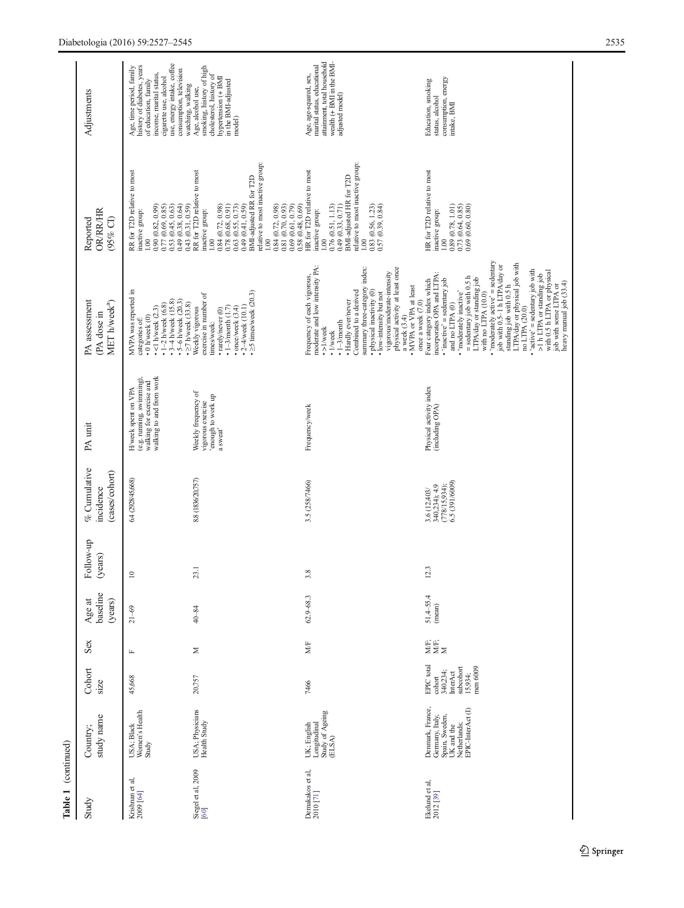**Table 1** (continued)

| Study | Country; study name | Cohort size | Sex | Age at baseline (years) | Follow-up (years) | % Cumulative incidence (cases/cohort) | PA unit | PA assessment (PA dose in MET h/week[a]) | Reported OR/RR/HR (95% CI) | Adjustments |
|---|---|---|---|---|---|---|---|---|---|---|
| Krishnan et al, 2009 [64] | USA; Black Women's Health Study | 45,668 | F | 21–69 | 10 | 6.4 (2928/45,668) | H/week spent on VPA (e.g. running, swimming), walking for exercise and walking to and from work | MVPA was reported in categories of:<br>• 0 h/week (0)<br>• <1 h/week (2.3)<br>• 1–2 h/week (6.8)<br>• 3–4 h/week (15.8)<br>• 5–6 h/week (20.3)<br>• ≥7 h/week (33.8) | RR for T2D relative to most inactive group:<br>1.00<br>0.90 (0.82, 0.99)<br>0.77 (0.69, 0.85)<br>0.53 (0.45, 0.63)<br>0.49 (0.38, 0.64)<br>0.43 (0.31, 0.59) | Age, time period, family history of diabetes, years of education, family income, marital status, cigarette use, alcohol use, energy intake, coffee consumption, television watching, walking |
| Siegel et al, 2009 [60] | USA; Physicians Health Study | 20,757 | M | 40–84 | 23.1 | 8.8 (1836/20,757) | Weekly frequency of vigorous exercise 'enough to work up a sweat' | Weekly vigorous exercise in number of times/week:<br>• rarely/never (0)<br>• 1–3/month (1.7)<br>• once/week (3.4)<br>• 2–4/week (10.1)<br>• ≥5 times/week (20.3) | RR for T2D relative to most inactive group:<br>1.00<br>0.84 (0.72, 0.98)<br>0.78 (0.68, 0.91)<br>0.63 (0.55, 0.73)<br>0.49 (0.41, 0.59)<br>BMI-adjusted RR for T2D relative to most inactive group:<br>1.00<br>0.84 (0.72, 0.98)<br>0.81 (0.70, 0.93)<br>0.69 (0.61, 0.79)<br>0.58 (0.48, 0.69) | Age, alcohol use, smoking, history of high cholesterol, history of hypertension (+ BMI in the BMI-adjusted model) |
| Demakakos et al, 2010 [71] | UK; English Longitudinal Study of Ageing (ELSA) | 7466 | M/F | 62.9–68.3 | 3.8 | 3.5 (258/7466) | Frequency/week | Frequency of each vigorous, moderate and low intensity PA:<br>• >1/week<br>• 1/week<br>• 1–3/month<br>• Hardly ever/never<br>Combined to a derived summary three-category index:<br>• physical inactivity (0)<br>• low-intensity but not vigorous/moderate-intensity physical activity at least once a week (3.4)<br>• MVPA or VPA at least once a week (7.0) | HR for T2D relative to most inactive group:<br>1.00<br>0.76 (0.51, 1.13)<br>0.49 (0.33, 0.71)<br>BMI-adjusted HR for T2D relative to most inactive group:<br>1.00<br>0.83 (0.56, 1.23)<br>0.57 (0.39, 0.84) | Age, age-squared, sex, marital status, educational attainment, total household wealth (+ BMI in the BMI-adjusted model) |
| Ekelund et al, 2012 [39] | Denmark, France, Germany, Italy, Spain, Sweden, UK and the Netherlands; EPIC-InterAct (1) | EPIC total cohort 340,234; InterAct subcohort 15,934; men 6009 | M/F; M/F; M | 51.4–55.4 (mean) | 12.3 | 3.6 (12,403/340,234); 4.9 (778/15,934); 6.5 (391/6009) | Physical activity index (including OPA) | Four category index which incorporates OPA and LTPA:<br>• 'inactive' = sedentary job and no LTPA (0)<br>• 'moderately inactive' = sedentary job with 0.5 h LTPA/day or standing job with no LTPA (10.0)<br>• 'moderately active' = sedentary job with 0.5–1 h LTPA/day or standing job with 0.5 h LTPA/day or physical job with no LTPA (20.0)<br>• 'active' = sedentary job with >1 h LTPA or standing job with 0.5 h LTPA or physical job with some LTPA or heavy manual job (33.4) | HR for T2D relative to most inactive group:<br>1.00<br>0.89 (0.78, 1.01)<br>0.73 (0.64, 0.85)<br>0.69 (0.60, 0.80) | Education, smoking status, alcohol consumption, energy intake, BMI |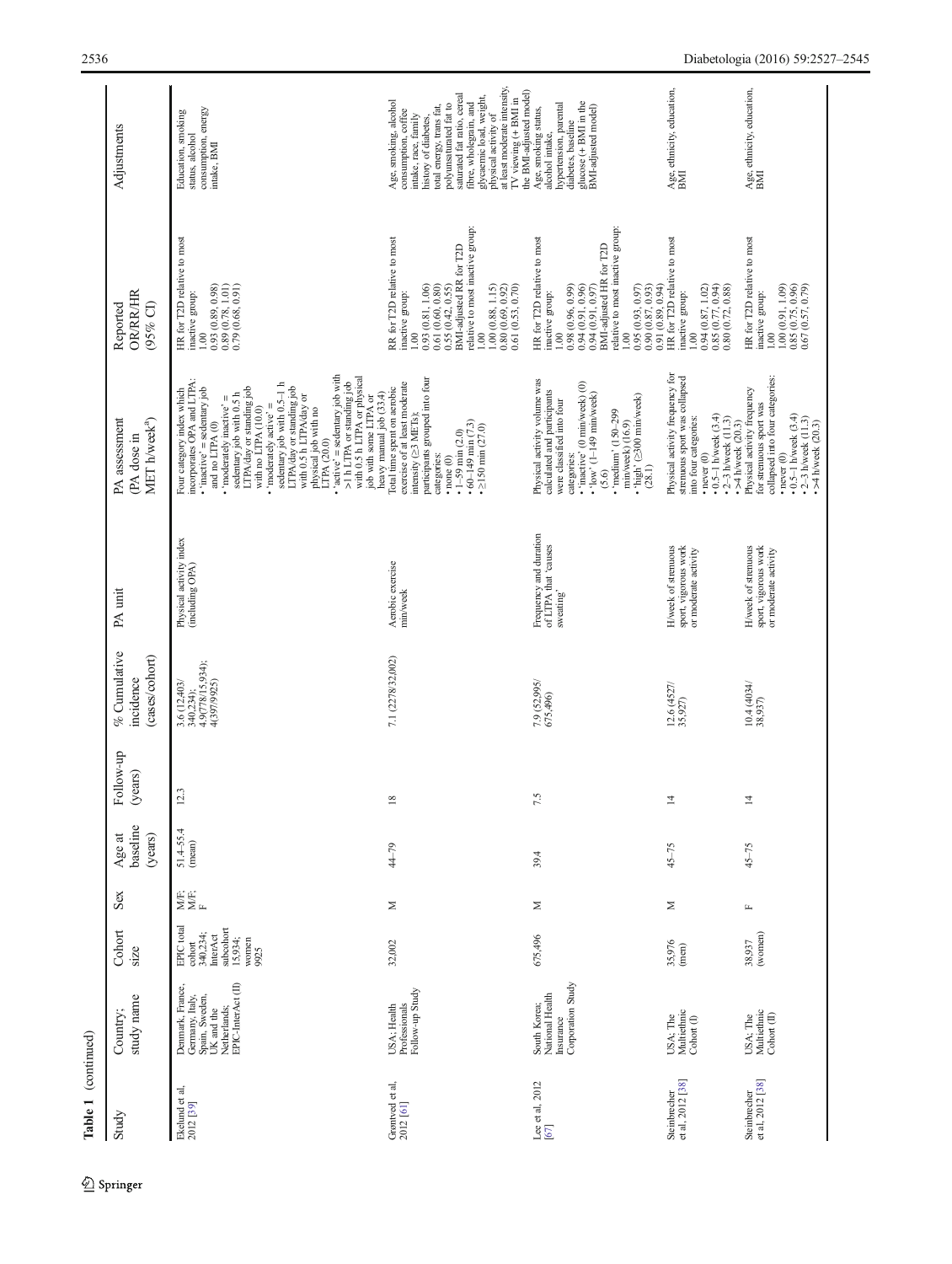Table 1 (continued)

| Study | Country; study name | Cohort size | Sex | Age at baseline (years) | Follow-up (years) | % Cumulative incidence (cases/cohort) | PA unit | PA assessment (PA dose in MET h/week[a]) | Reported OR/RR/HR (95% CI) | Adjustments |
|---|---|---|---|---|---|---|---|---|---|---|
| Ekelund et al, 2012 [39] | Denmark, France, Germany, Italy, Spain, Sweden, UK and the Netherlands; EPIC-InterAct (II) | EPIC total cohort 340,234; InterAct subcohort 15,934; women 9925 | M/F; M/F; F | 51.4–55.4 (mean) | 12.3 | 3.6 (12,403/340,234); 4.9(778/15,934); 4(397/9925) | Physical activity index (including OPA) | Four category index which incorporates OPA and LTPA: • 'inactive' = sedentary job and no LTPA (0) • 'moderately inactive' = sedentary job with 0.5 h LTPA/day or standing job with no LTPA (10.0) • 'moderately active' = sedentary job with 0.5–1 h LTPA/day or standing job with 0.5 h LTPA/day or physical job with no LTPA (20.0) • 'active' = sedentary job with >1 h LTPA or standing job with 0.5 h LTPA or physical job with some LTPA or heavy manual job (33.4) | HR for T2D relative to most inactive group: 1.00 0.93 (0.89, 0.98) 0.89 (0.78, 1.01) 0.79 (0.68, 0.91) | Education, smoking status, alcohol consumption, energy intake, BMI |
| Grøntved et al, 2012 [61] | USA; Health Professionals Follow-up Study | 32,002 | M | 44–79 | 18 | 7.1 (2278/32,002) | Aerobic exercise min/week | Total time spent on aerobic exercise of at least moderate intensity (≥3 METs); participants grouped into four categories: • none (0) • 1–59 min (2.0) • 60–149 min (7.3) • ≥150 min (27.0) | RR for T2D relative to most inactive group: 1.00 0.93 (0.81, 1.06) 0.61 (0.60, 0.80) 0.55 (0.42, 0.55) BMI-adjusted RR for T2D relative to most inactive group: 1.00 1.00 (0.88, 1.15) 0.80 (0.69, 0.92) 0.61 (0.53, 0.70) | Age, smoking, alcohol consumption, coffee intake, race, family history of diabetes, total energy, trans fat, polyunsaturated fat to saturated fat ratio, cereal fibre, wholegrain, and glycaemic load, weight, physical activity of at least moderate intensity, TV viewing (+ BMI in the BMI-adjusted model) |
| Lee et al, 2012 [67] | South Korea; National Health Insurance Corporation Study | 675,496 | M | 39.4 | 7.5 | 7.9 (52,995/675,496) | Frequency and duration of LTPA that 'causes sweating' | Physical activity volume was calculated and participants were classified into four categories: • 'inactive' (0 min/week) (0) • 'low' (1–149 min/week) (5.6) • 'medium' (150–299 min/week) (16.9) • 'high' (≥300 min/week) (28.1) | HR for T2D relative to most inactive group: 1.00 0.98 (0.96, 0.99) 0.94 (0.91, 0.96) 0.94 (0.91, 0.97) BMI-adjusted HR for T2D relative to most inactive group: 1.00 0.95 (0.93, 0.97) 0.90 (0.87, 0.93) 0.91 (0.89, 0.94) | Age, smoking status, alcohol intake, hypertension, parental diabetes, baseline glucose (+ BMI in the BMI-adjusted model) |
| Steinbrecher et al, 2012 [38] | USA; The Multiethnic Cohort (I) | 35,976 (men) | M | 45–75 | 14 | 12.6 (4527/35,927) | H/week of strenuous sport, vigorous work or moderate activity | Physical activity frequency for strenuous sport was collapsed into four categories: • never (0) • 0.5–1 h/week (3.4) • 2–3 h/week (11.3) • >4 h/week (20.3) | HR for T2D relative to most inactive group: 1.00 0.94 (0.87, 1.02) 0.85 (0.77, 0.94) 0.80 (0.72, 0.88) | Age, ethnicity, education, BMI |
| Steinbrecher et al, 2012 [38] | USA; The Multiethnic Cohort (II) | 38,937 (women) | F | 45–75 | 14 | 10.4 (4034/38,937) | H/week of strenuous sport, vigorous work or moderate activity | Physical activity frequency for strenuous sport was collapsed into four categories: • never (0) • 0.5–1 h/week (3.4) • 2–3 h/week (11.3) • >4 h/week (20.3) | HR for T2D relative to most inactive group: 1.00 1.00 (0.91, 1.09) 0.85 (0.75, 0.96) 0.67 (0.57, 0.79) | Age, ethnicity, education, BMI |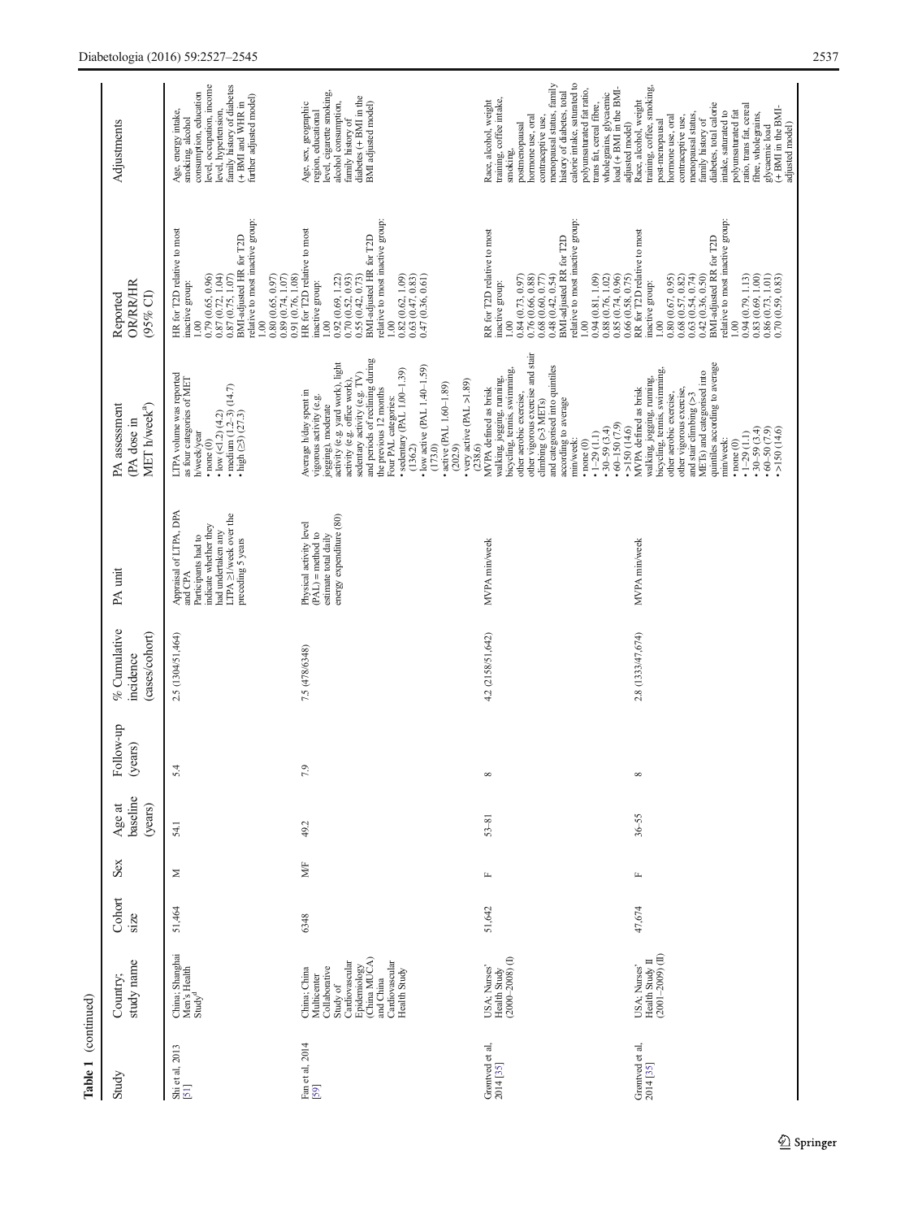Table 1 (continued)

| Study | Country; study name | Cohort size | Sex | Age at baseline (years) | Follow-up (years) | % Cumulative incidence (cases/cohort) | PA unit | PA assessment (PA dose in MET h/week[a]) | Reported OR/RR/HR (95% CI) | Adjustments |
|---|---|---|---|---|---|---|---|---|---|---|
| Shi et al, 2013 [51] | China; Shanghai Men's Health Study[d] | 51,464 | M | 54.1 | 5.4 | 2.5 (1304/51,464) | Appraisal of LTPA, DPA and CPA<br>Participants had to indicate whether they had undertaken any LTPA ≥1/week over the preceding 5 years | LTPA volume was reported as four categories of MET h/week/year<br>• none (0)<br>• low (<1.2) (4.2)<br>• medium (1.2–3) (14.7)<br>• high (≥3) (27.3) | HR for T2D relative to most inactive group:<br>1.00<br>0.79 (0.65, 0.96)<br>0.87 (0.72, 1.04)<br>0.87 (0.75, 1.07)<br>BMI-adjusted HR for T2D relative to most inactive group:<br>1.00<br>0.80 (0.65, 0.97)<br>0.89 (0.74, 1.07)<br>0.91 (0.76, 1.08) | Age, energy intake, smoking, alcohol consumption, education level, occupation, income level, hypertension, family history of diabetes (+ BMI and WHR in further adjusted model) |
| Fan et al, 2014 [59] | China; China Multicenter Collaborative Study of Cardiovascular Epidemiology (China MUCA) and China Cardiovascular Health Study | 6348 | M/F | 49.2 | 7.9 | 7.5 (478/6348) | Physical activity level (PAL) = method to estimate total daily energy expenditure (80) | Average h/day spent in vigorous activity (e.g. jogging), moderate activity (e.g. yard work), light activity (e.g. office work), sedentary activity (e.g. TV) and periods of reclining during the previous 12 months<br>Four PAL categories:<br>• sedentary (PAL 1.00–1.39) (136.2)<br>• low active (PAL 1.40–1.59) (173.0)<br>• active (PAL 1.60–1.89) (202.9)<br>• very active (PAL >1.89) (238.6) | HR for T2D relative to most inactive group:<br>1.00<br>0.92 (0.69, 1.22)<br>0.70 (0.52, 0.93)<br>0.55 (0.42, 0.73)<br>BMI-adjusted HR for T2D relative to most inactive group:<br>1.00<br>0.82 (0.62, 1.09)<br>0.63 (0.47, 0.83)<br>0.47 (0.36, 0.61) | Age, sex, geographic region, educational level, cigarette smoking, alcohol consumption, family history of diabetes (+ BMI in the BMI adjusted model) |
| Grøntved et al, 2014 [35] | USA; Nurses' Health Study (2000–2008) (I) | 51,642 | F | 53–81 | 8 | 4.2 (2158/51,642) | MVPA min/week | MVPA defined as brisk walking, jogging, running, bicycling, tennis, swimming, other aerobic exercise, other vigorous exercise and stair climbing (>3 METs) and categorised into quintiles according to average min/week:<br>• none (0)<br>• 1–29 (1.1)<br>• 30–59 (3.4)<br>• 60–150 (7.9)<br>• >150 (14.6) | RR for T2D relative to most inactive group:<br>1.00<br>0.84 (0.73, 0.97)<br>0.76 (0.66, 0.88)<br>0.68 (0.60, 0.77)<br>0.48 (0.42, 0.54)<br>BMI-adjusted RR for T2D relative to most inactive group:<br>1.00<br>0.94 (0.81, 1.09)<br>0.88 (0.76, 1.02)<br>0.85 (0.74, 0.96)<br>0.66 (0.58, 0.75) | Race, alcohol, weight training, coffee intake, smoking, postmenopausal hormone use, oral contraceptive use, menopausal status, family history of diabetes, total calorie intake, saturated to polyunsaturated fat ratio, trans fat, cereal fibre, wholegrains, glycaemic load (+ BMI in the BMI-adjusted model) |
| Grøntved et al, 2014 [35] | USA; Nurses' Health Study II (2001–2009) (II) | 47,674 | F | 36–55 | 8 | 2.8 (1333/47,674) | MVPA min/week | MVPA defined as brisk walking, jogging, running, bicycling, tennis, swimming, other aerobic exercise, other vigorous exercise, and stair climbing (>3 METs) and categorised into quintiles according to average min/week:<br>• none (0)<br>• 1–29 (1.1)<br>• 30–59 (3.4)<br>• 60–50 (7.9)<br>• >150 (14.6) | RR for T2D relative to most inactive group:<br>1.00<br>0.80 (0.67, 0.95)<br>0.68 (0.57, 0.82)<br>0.63 (0.54, 0.74)<br>0.42 (0.36, 0.50)<br>BMI-adjusted RR for T2D relative to most inactive group:<br>1.00<br>0.94 (0.79, 1.13)<br>0.83 (0.69, 1.00)<br>0.86 (0.73, 1.01)<br>0.70 (0.59, 0.83) | Race, alcohol, weight training, coffee, smoking, post-menopausal hormone use, oral contraceptive use, menopausal status, family history of diabetes, total calorie intake, saturated to polyunsaturated fat ratio, trans fat, cereal fibre, wholegrains, glycaemic load (+ BMI in the BMI-adjusted model) |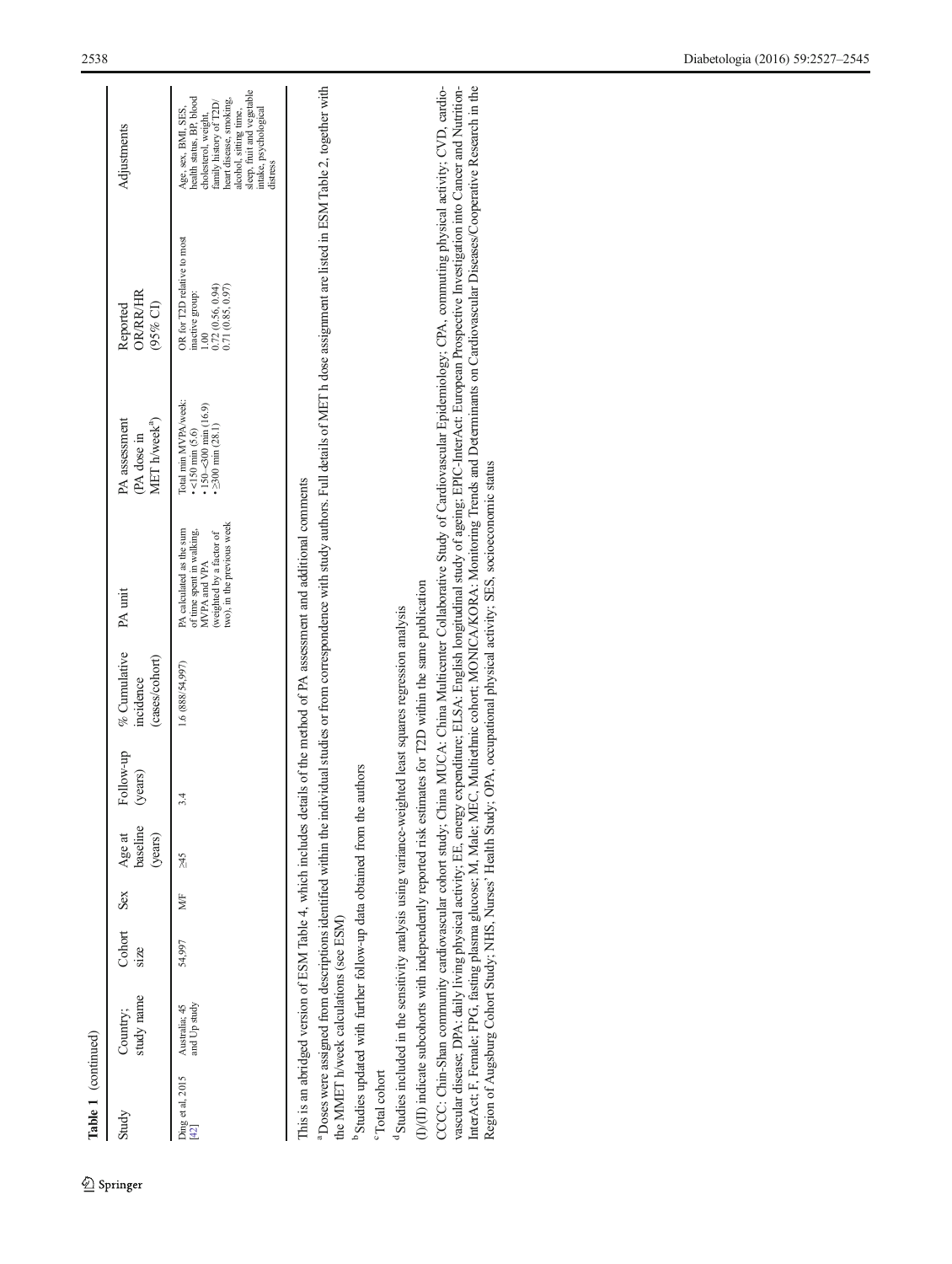**Table 1** (continued)

| Study | Country; study name | Cohort size | Sex | Age at baseline (years) | Follow-up (years) | % Cumulative incidence (cases/cohort) | PA unit | PA assessment (PA dose in MET h/week[a]) | Reported OR/RR/HR (95% CI) | Adjustments |
|---|---|---|---|---|---|---|---|---|---|---|
| Ding et al, 2015 [42] | Australia; 45 and Up study | 54,997 | M/F | ≥45 | 3.4 | 1.6 (888/54,997) | PA calculated as the sum of time spent in walking, MVPA and VPA (weighted by a factor of two), in the previous week | Total min MVPA/week: • <150 min (5.6) • 150–<300 min (16.9) • ≥300 min (28.1) | OR for T2D relative to most inactive group: 1.00 0.72 (0.56, 0.94) 0.71 (0.85, 0.97) | Age, sex, BMI, SES, health status, BP, blood cholesterol, weight, family history of T2D/heart disease, smoking, alcohol, sitting time, sleep, fruit and vegetable intake, psychological distress |

This is an abridged version of ESM Table 4, which includes details of the method of PA assessment and additional comments

[a] Doses were assigned from descriptions identified within the individual studies or from correspondence with study authors. Full details of MET h dose assignment are listed in ESM Table 2, together with the MMET h/week calculations (see ESM)

[b] Studies updated with further follow-up data obtained from the authors

[c] Total cohort

[d] Studies included in the sensitivity analysis using variance-weighted least squares regression analysis

(I)/(II) indicate subcohorts with independently reported risk estimates for T2D within the same publication

CCCC: Chin-Shan community cardiovascular cohort study; China MUCA: China Multicenter Collaborative Study of Cardiovascular Epidemiology; CPA, commuting physical activity; CVD, cardiovascular disease; DPA: daily living physical activity; EE, energy expenditure; ELSA: English longitudinal study of ageing; EPIC-InterAct: European Prospective Investigation into Cancer and Nutrition-InterAct; F, Female; FPG, fasting plasma glucose; M, Male; MEC, Multiethnic cohort; MONICA/KORA: Monitoring Trends and Determinants on Cardiovascular Diseases/Cooperative Research in the Region of Augsburg Cohort Study; NHS, Nurses' Health Study; OPA, occupational physical activity; SES, socioeconomic status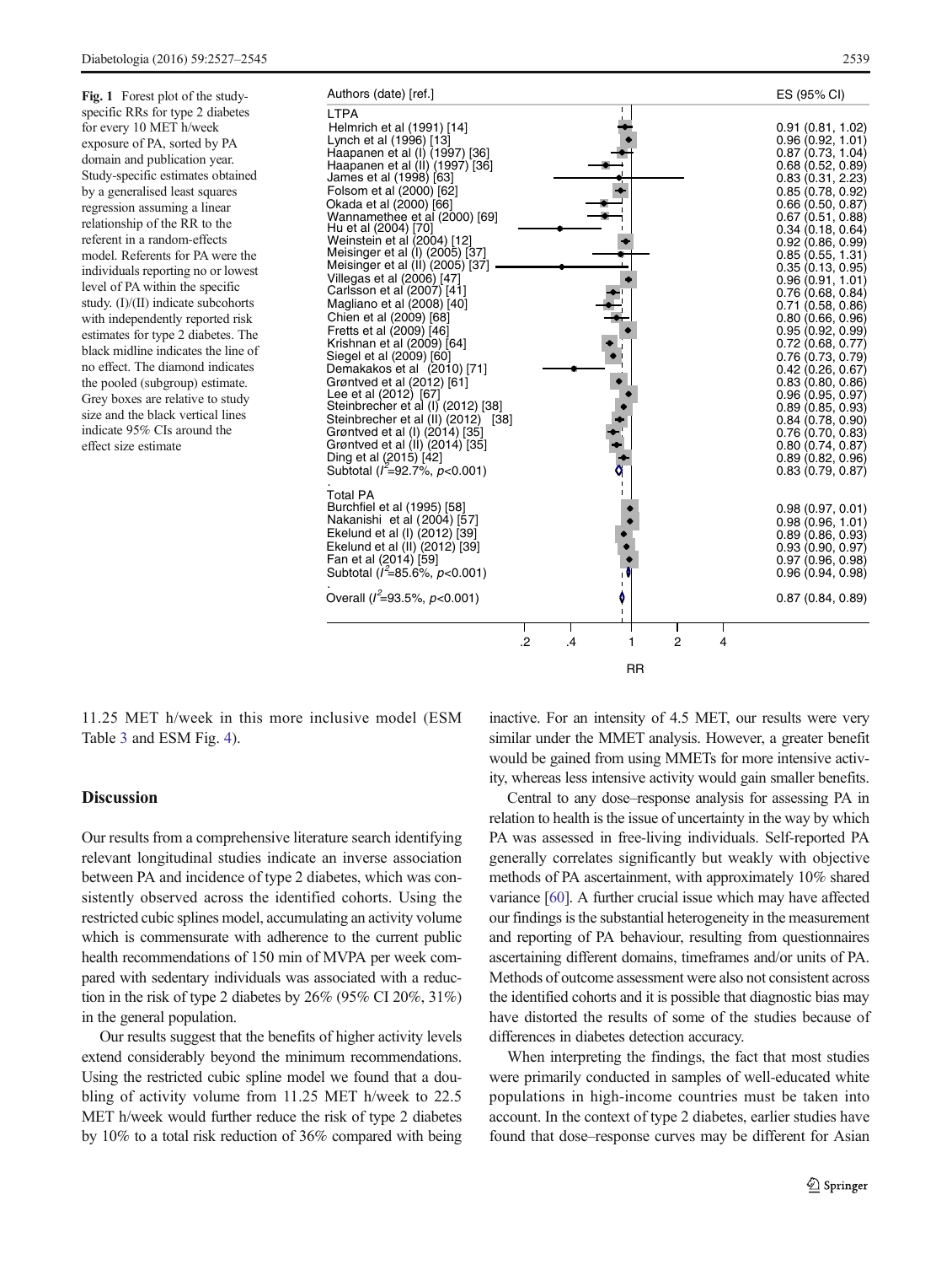**Fig. 1** Forest plot of the study-specific RRs for type 2 diabetes for every 10 MET h/week exposure of PA, sorted by PA domain and publication year. Study-specific estimates obtained by a generalised least squares regression assuming a linear relationship of the RR to the referent in a random-effects model. Referents for PA were the individuals reporting no or lowest level of PA within the specific study. (I)/(II) indicate subcohorts with independently reported risk estimates for type 2 diabetes. The black midline indicates the line of no effect. The diamond indicates the pooled (subgroup) estimate. Grey boxes are relative to study size and the black vertical lines indicate 95% CIs around the effect size estimate

| Authors (date) [ref.] | ES (95% CI) |
|---|---|
| **LTPA** | |
| Helmrich et al (1991) [14] | 0.91 (0.81, 1.02) |
| Lynch et al (1996) [13] | 0.96 (0.92, 1.01) |
| Haapanen et al (I) (1997) [36] | 0.87 (0.73, 1.04) |
| Haapanen et al (II) (1997) [36] | 0.68 (0.52, 0.89) |
| James et al (1998) [63] | 0.83 (0.31, 2.23) |
| Folsom et al (2000) [62] | 0.85 (0.78, 0.92) |
| Okada et al (2000) [66] | 0.66 (0.50, 0.87) |
| Wannamethee et al (2000) [69] | 0.67 (0.51, 0.88) |
| Hu et al (2004) [70] | 0.34 (0.18, 0.64) |
| Weinstein et al (2004) [12] | 0.92 (0.86, 0.99) |
| Meisinger et al (I) (2005) [37] | 0.85 (0.55, 1.31) |
| Meisinger et al (II) (2005) [37] | 0.35 (0.13, 0.95) |
| Villegas et al (2006) [47] | 0.96 (0.91, 1.01) |
| Carlsson et al (2007) [41] | 0.76 (0.68, 0.84) |
| Magliano et al (2008) [40] | 0.71 (0.58, 0.86) |
| Chien et al (2009) [68] | 0.80 (0.66, 0.96) |
| Fretts et al (2009) [46] | 0.95 (0.92, 0.99) |
| Krishnan et al (2009) [64] | 0.72 (0.68, 0.77) |
| Siegel et al (2009) [60] | 0.76 (0.73, 0.79) |
| Demakakos et al (2010) [71] | 0.42 (0.26, 0.67) |
| Grøntved et al (2012) [61] | 0.83 (0.80, 0.86) |
| Lee et al (2012) [67] | 0.96 (0.95, 0.97) |
| Steinbrecher et al (I) (2012) [38] | 0.89 (0.85, 0.93) |
| Steinbrecher et al (II) (2012) [38] | 0.84 (0.78, 0.90) |
| Grøntved et al (I) (2014) [35] | 0.76 (0.70, 0.83) |
| Grøntved et al (II) (2014) [35] | 0.80 (0.74, 0.87) |
| Ding et al (2015) [42] | 0.89 (0.82, 0.96) |
| Subtotal ($I^2$=92.7%, $p$<0.001) | 0.83 (0.79, 0.87) |
| **Total PA** | |
| Burchfiel et al (1995) [58] | 0.98 (0.97, 0.01) |
| Nakanishi et al (2004) [57] | 0.98 (0.96, 1.01) |
| Ekelund et al (I) (2012) [39] | 0.89 (0.86, 0.93) |
| Ekelund et al (II) (2012) [39] | 0.93 (0.90, 0.97) |
| Fan et al (2014) [59] | 0.97 (0.96, 0.98) |
| Subtotal ($I^2$=85.6%, $p$<0.001) | 0.96 (0.94, 0.98) |
| Overall ($I^2$=93.5%, $p$<0.001) | 0.87 (0.84, 0.89) |

11.25 MET h/week in this more inclusive model (ESM Table 3 and ESM Fig. 4).

## Discussion

Our results from a comprehensive literature search identifying relevant longitudinal studies indicate an inverse association between PA and incidence of type 2 diabetes, which was consistently observed across the identified cohorts. Using the restricted cubic splines model, accumulating an activity volume which is commensurate with adherence to the current public health recommendations of 150 min of MVPA per week compared with sedentary individuals was associated with a reduction in the risk of type 2 diabetes by 26% (95% CI 20%, 31%) in the general population.

Our results suggest that the benefits of higher activity levels extend considerably beyond the minimum recommendations. Using the restricted cubic spline model we found that a doubling of activity volume from 11.25 MET h/week to 22.5 MET h/week would further reduce the risk of type 2 diabetes by 10% to a total risk reduction of 36% compared with being inactive. For an intensity of 4.5 MET, our results were very similar under the MMET analysis. However, a greater benefit would be gained from using MMETs for more intensive activity, whereas less intensive activity would gain smaller benefits.

Central to any dose–response analysis for assessing PA in relation to health is the issue of uncertainty in the way by which PA was assessed in free-living individuals. Self-reported PA generally correlates significantly but weakly with objective methods of PA ascertainment, with approximately 10% shared variance [60]. A further crucial issue which may have affected our findings is the substantial heterogeneity in the measurement and reporting of PA behaviour, resulting from questionnaires ascertaining different domains, timeframes and/or units of PA. Methods of outcome assessment were also not consistent across the identified cohorts and it is possible that diagnostic bias may have distorted the results of some of the studies because of differences in diabetes detection accuracy.

When interpreting the findings, the fact that most studies were primarily conducted in samples of well-educated white populations in high-income countries must be taken into account. In the context of type 2 diabetes, earlier studies have found that dose–response curves may be different for Asian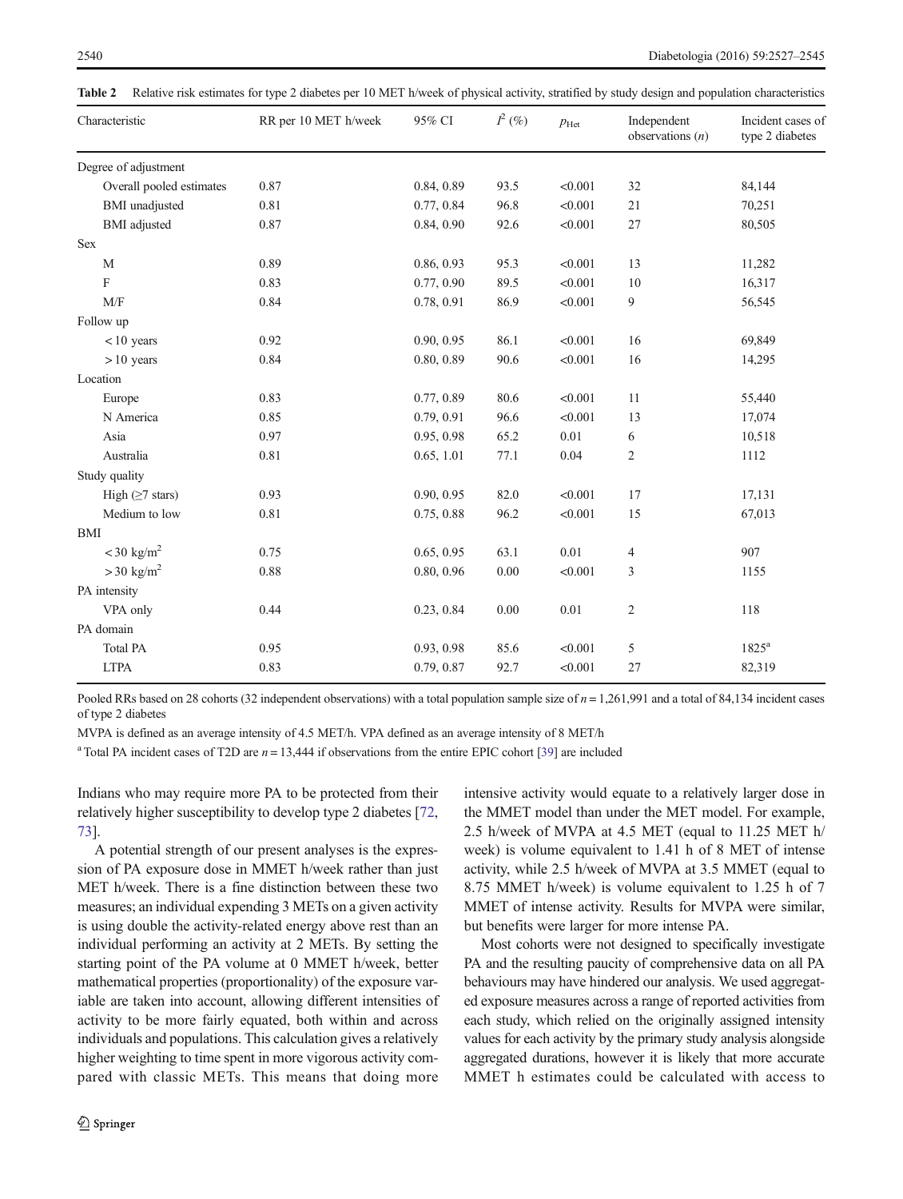**Table 2** Relative risk estimates for type 2 diabetes per 10 MET h/week of physical activity, stratified by study design and population characteristics

| Characteristic | RR per 10 MET h/week | 95% CI | $I^2$ (%) | $p_{\text{Het}}$ | Independent observations ($n$) | Incident cases of type 2 diabetes |
|---|---|---|---|---|---|---|
| Degree of adjustment | | | | | | |
| Overall pooled estimates | 0.87 | 0.84, 0.89 | 93.5 | <0.001 | 32 | 84,144 |
| BMI unadjusted | 0.81 | 0.77, 0.84 | 96.8 | <0.001 | 21 | 70,251 |
| BMI adjusted | 0.87 | 0.84, 0.90 | 92.6 | <0.001 | 27 | 80,505 |
| Sex | | | | | | |
| M | 0.89 | 0.86, 0.93 | 95.3 | <0.001 | 13 | 11,282 |
| F | 0.83 | 0.77, 0.90 | 89.5 | <0.001 | 10 | 16,317 |
| M/F | 0.84 | 0.78, 0.91 | 86.9 | <0.001 | 9 | 56,545 |
| Follow up | | | | | | |
| <10 years | 0.92 | 0.90, 0.95 | 86.1 | <0.001 | 16 | 69,849 |
| >10 years | 0.84 | 0.80, 0.89 | 90.6 | <0.001 | 16 | 14,295 |
| Location | | | | | | |
| Europe | 0.83 | 0.77, 0.89 | 80.6 | <0.001 | 11 | 55,440 |
| N America | 0.85 | 0.79, 0.91 | 96.6 | <0.001 | 13 | 17,074 |
| Asia | 0.97 | 0.95, 0.98 | 65.2 | 0.01 | 6 | 10,518 |
| Australia | 0.81 | 0.65, 1.01 | 77.1 | 0.04 | 2 | 1112 |
| Study quality | | | | | | |
| High (≥7 stars) | 0.93 | 0.90, 0.95 | 82.0 | <0.001 | 17 | 17,131 |
| Medium to low | 0.81 | 0.75, 0.88 | 96.2 | <0.001 | 15 | 67,013 |
| BMI | | | | | | |
| <30 kg/m$^2$ | 0.75 | 0.65, 0.95 | 63.1 | 0.01 | 4 | 907 |
| >30 kg/m$^2$ | 0.88 | 0.80, 0.96 | 0.00 | <0.001 | 3 | 1155 |
| PA intensity | | | | | | |
| VPA only | 0.44 | 0.23, 0.84 | 0.00 | 0.01 | 2 | 118 |
| PA domain | | | | | | |
| Total PA | 0.95 | 0.93, 0.98 | 85.6 | <0.001 | 5 | 1825[a] |
| LTPA | 0.83 | 0.79, 0.87 | 92.7 | <0.001 | 27 | 82,319 |

Pooled RRs based on 28 cohorts (32 independent observations) with a total population sample size of $n = 1,261,991$ and a total of 84,134 incident cases of type 2 diabetes

MVPA is defined as an average intensity of 4.5 MET/h. VPA defined as an average intensity of 8 MET/h

[a] Total PA incident cases of T2D are $n = 13,444$ if observations from the entire EPIC cohort [39] are included

Indians who may require more PA to be protected from their relatively higher susceptibility to develop type 2 diabetes [72, 73].

A potential strength of our present analyses is the expression of PA exposure dose in MMET h/week rather than just MET h/week. There is a fine distinction between these two measures; an individual expending 3 METs on a given activity is using double the activity-related energy above rest than an individual performing an activity at 2 METs. By setting the starting point of the PA volume at 0 MMET h/week, better mathematical properties (proportionality) of the exposure variable are taken into account, allowing different intensities of activity to be more fairly equated, both within and across individuals and populations. This calculation gives a relatively higher weighting to time spent in more vigorous activity compared with classic METs. This means that doing more intensive activity would equate to a relatively larger dose in the MMET model than under the MET model. For example, 2.5 h/week of MVPA at 4.5 MET (equal to 11.25 MET h/week) is volume equivalent to 1.41 h of 8 MET of intense activity, while 2.5 h/week of MVPA at 3.5 MMET (equal to 8.75 MMET h/week) is volume equivalent to 1.25 h of 7 MMET of intense activity. Results for MVPA were similar, but benefits were larger for more intense PA.

Most cohorts were not designed to specifically investigate PA and the resulting paucity of comprehensive data on all PA behaviours may have hindered our analysis. We used aggregated exposure measures across a range of reported activities from each study, which relied on the originally assigned intensity values for each activity by the primary study analysis alongside aggregated durations, however it is likely that more accurate MMET h estimates could be calculated with access to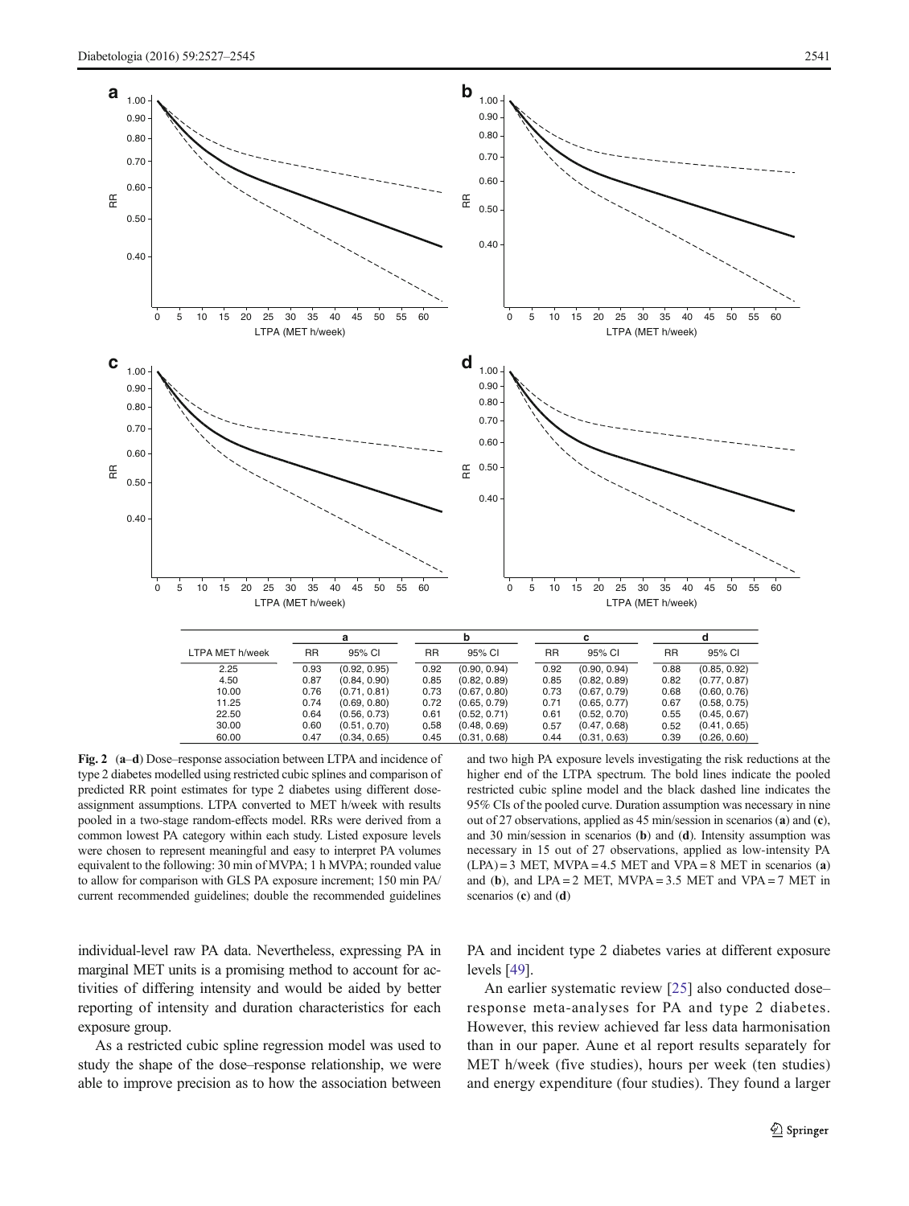| | a | | b | | c | | d | |
|---|---|---|---|---|---|---|---|---|
| LTPA MET h/week | RR | 95% CI | RR | 95% CI | RR | 95% CI | RR | 95% CI |
| 2.25 | 0.93 | (0.92, 0.95) | 0.92 | (0.90, 0.94) | 0.92 | (0.90, 0.94) | 0.88 | (0.85, 0.92) |
| 4.50 | 0.87 | (0.84, 0.90) | 0.85 | (0.82, 0.89) | 0.85 | (0.82, 0.89) | 0.82 | (0.77, 0.87) |
| 10.00 | 0.76 | (0.71, 0.81) | 0.73 | (0.67, 0.80) | 0.73 | (0.67, 0.79) | 0.68 | (0.60, 0.76) |
| 11.25 | 0.74 | (0.69, 0.80) | 0.72 | (0.65, 0.79) | 0.71 | (0.65, 0.77) | 0.67 | (0.58, 0.75) |
| 22.50 | 0.64 | (0.56, 0.73) | 0.61 | (0.52, 0.71) | 0.61 | (0.52, 0.70) | 0.55 | (0.45, 0.67) |
| 30.00 | 0.60 | (0.51, 0.70) | 0,58 | (0.48, 0.69) | 0.57 | (0.47, 0.68) | 0.52 | (0.41, 0.65) |
| 60.00 | 0.47 | (0.34, 0.65) | 0.45 | (0.31, 0.68) | 0.44 | (0.31, 0.63) | 0.39 | (0.26, 0.60) |

**Fig. 2** (**a**–**d**) Dose–response association between LTPA and incidence of type 2 diabetes modelled using restricted cubic splines and comparison of predicted RR point estimates for type 2 diabetes using different dose-assignment assumptions. LTPA converted to MET h/week with results pooled in a two-stage random-effects model. RRs were derived from a common lowest PA category within each study. Listed exposure levels were chosen to represent meaningful and easy to interpret PA volumes equivalent to the following: 30 min of MVPA; 1 h MVPA; rounded value to allow for comparison with GLS PA exposure increment; 150 min PA/current recommended guidelines; double the recommended guidelines and two high PA exposure levels investigating the risk reductions at the higher end of the LTPA spectrum. The bold lines indicate the pooled restricted cubic spline model and the black dashed line indicates the 95% CIs of the pooled curve. Duration assumption was necessary in nine out of 27 observations, applied as 45 min/session in scenarios (**a**) and (**c**), and 30 min/session in scenarios (**b**) and (**d**). Intensity assumption was necessary in 15 out of 27 observations, applied as low-intensity PA (LPA) = 3 MET, MVPA = 4.5 MET and VPA = 8 MET in scenarios (**a**) and (**b**), and LPA = 2 MET, MVPA = 3.5 MET and VPA = 7 MET in scenarios (**c**) and (**d**)

individual-level raw PA data. Nevertheless, expressing PA in marginal MET units is a promising method to account for activities of differing intensity and would be aided by better reporting of intensity and duration characteristics for each exposure group.

As a restricted cubic spline regression model was used to study the shape of the dose–response relationship, we were able to improve precision as to how the association between PA and incident type 2 diabetes varies at different exposure levels [49].

An earlier systematic review [25] also conducted dose–response meta-analyses for PA and type 2 diabetes. However, this review achieved far less data harmonisation than in our paper. Aune et al report results separately for MET h/week (five studies), hours per week (ten studies) and energy expenditure (four studies). They found a larger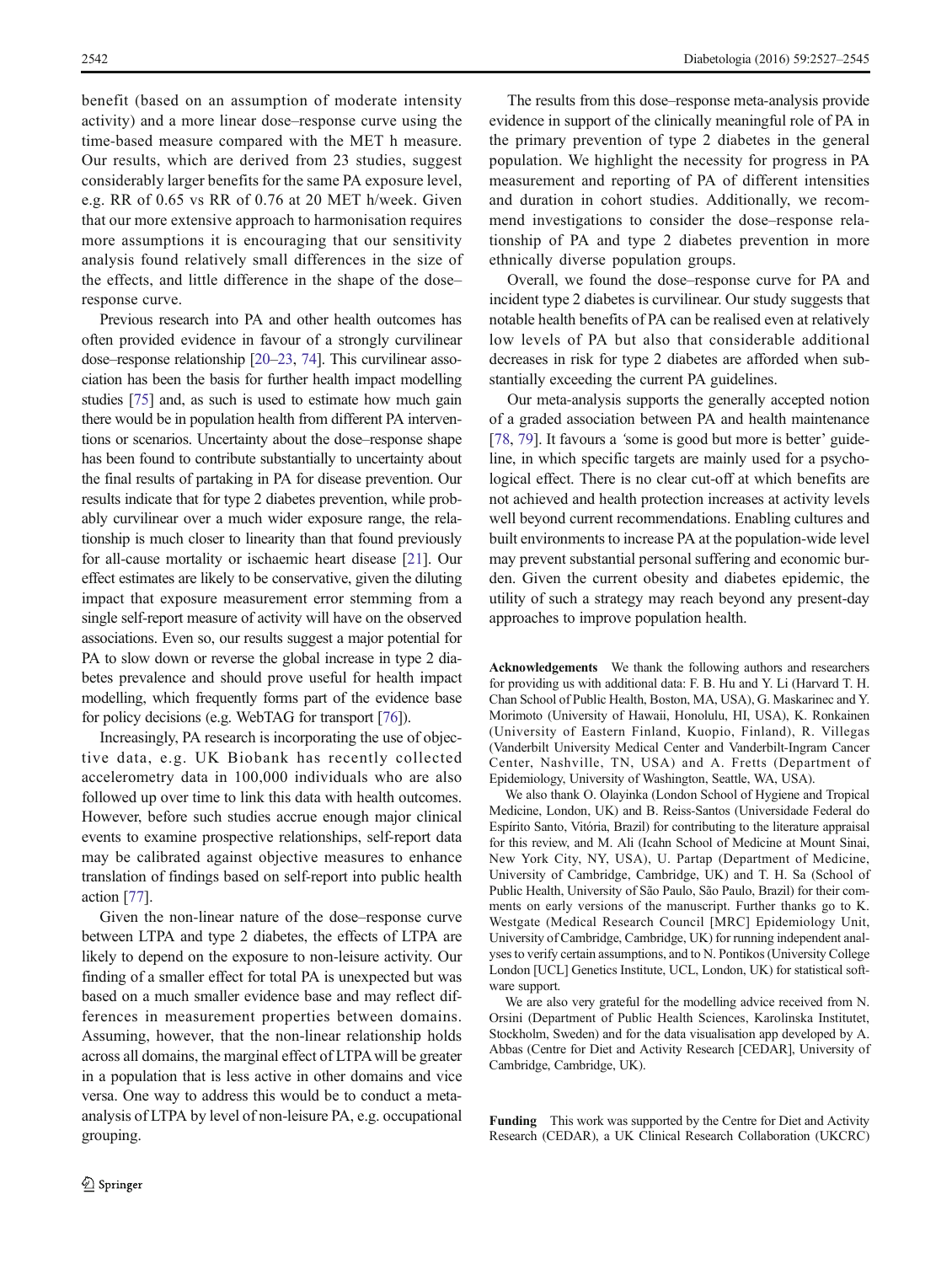benefit (based on an assumption of moderate intensity activity) and a more linear dose–response curve using the time-based measure compared with the MET h measure. Our results, which are derived from 23 studies, suggest considerably larger benefits for the same PA exposure level, e.g. RR of 0.65 vs RR of 0.76 at 20 MET h/week. Given that our more extensive approach to harmonisation requires more assumptions it is encouraging that our sensitivity analysis found relatively small differences in the size of the effects, and little difference in the shape of the dose–response curve.

Previous research into PA and other health outcomes has often provided evidence in favour of a strongly curvilinear dose–response relationship [20–23, 74]. This curvilinear association has been the basis for further health impact modelling studies [75] and, as such is used to estimate how much gain there would be in population health from different PA interventions or scenarios. Uncertainty about the dose–response shape has been found to contribute substantially to uncertainty about the final results of partaking in PA for disease prevention. Our results indicate that for type 2 diabetes prevention, while probably curvilinear over a much wider exposure range, the relationship is much closer to linearity than that found previously for all-cause mortality or ischaemic heart disease [21]. Our effect estimates are likely to be conservative, given the diluting impact that exposure measurement error stemming from a single self-report measure of activity will have on the observed associations. Even so, our results suggest a major potential for PA to slow down or reverse the global increase in type 2 diabetes prevalence and should prove useful for health impact modelling, which frequently forms part of the evidence base for policy decisions (e.g. WebTAG for transport [76]).

Increasingly, PA research is incorporating the use of objective data, e.g. UK Biobank has recently collected accelerometry data in 100,000 individuals who are also followed up over time to link this data with health outcomes. However, before such studies accrue enough major clinical events to examine prospective relationships, self-report data may be calibrated against objective measures to enhance translation of findings based on self-report into public health action [77].

Given the non-linear nature of the dose–response curve between LTPA and type 2 diabetes, the effects of LTPA are likely to depend on the exposure to non-leisure activity. Our finding of a smaller effect for total PA is unexpected but was based on a much smaller evidence base and may reflect differences in measurement properties between domains. Assuming, however, that the non-linear relationship holds across all domains, the marginal effect of LTPA will be greater in a population that is less active in other domains and vice versa. One way to address this would be to conduct a meta-analysis of LTPA by level of non-leisure PA, e.g. occupational grouping.

The results from this dose–response meta-analysis provide evidence in support of the clinically meaningful role of PA in the primary prevention of type 2 diabetes in the general population. We highlight the necessity for progress in PA measurement and reporting of PA of different intensities and duration in cohort studies. Additionally, we recommend investigations to consider the dose–response relationship of PA and type 2 diabetes prevention in more ethnically diverse population groups.

Overall, we found the dose–response curve for PA and incident type 2 diabetes is curvilinear. Our study suggests that notable health benefits of PA can be realised even at relatively low levels of PA but also that considerable additional decreases in risk for type 2 diabetes are afforded when substantially exceeding the current PA guidelines.

Our meta-analysis supports the generally accepted notion of a graded association between PA and health maintenance [78, 79]. It favours a 'some is good but more is better' guideline, in which specific targets are mainly used for a psychological effect. There is no clear cut-off at which benefits are not achieved and health protection increases at activity levels well beyond current recommendations. Enabling cultures and built environments to increase PA at the population-wide level may prevent substantial personal suffering and economic burden. Given the current obesity and diabetes epidemic, the utility of such a strategy may reach beyond any present-day approaches to improve population health.

**Acknowledgements** We thank the following authors and researchers for providing us with additional data: F. B. Hu and Y. Li (Harvard T. H. Chan School of Public Health, Boston, MA, USA), G. Maskarinec and Y. Morimoto (University of Hawaii, Honolulu, HI, USA), K. Ronkainen (University of Eastern Finland, Kuopio, Finland), R. Villegas (Vanderbilt University Medical Center and Vanderbilt-Ingram Cancer Center, Nashville, TN, USA) and A. Fretts (Department of Epidemiology, University of Washington, Seattle, WA, USA).

We also thank O. Olayinka (London School of Hygiene and Tropical Medicine, London, UK) and B. Reiss-Santos (Universidade Federal do Espírito Santo, Vitória, Brazil) for contributing to the literature appraisal for this review, and M. Ali (Icahn School of Medicine at Mount Sinai, New York City, NY, USA), U. Partap (Department of Medicine, University of Cambridge, Cambridge, UK) and T. H. Sa (School of Public Health, University of São Paulo, São Paulo, Brazil) for their comments on early versions of the manuscript. Further thanks go to K. Westgate (Medical Research Council [MRC] Epidemiology Unit, University of Cambridge, Cambridge, UK) for running independent analyses to verify certain assumptions, and to N. Pontikos (University College London [UCL] Genetics Institute, UCL, London, UK) for statistical software support.

We are also very grateful for the modelling advice received from N. Orsini (Department of Public Health Sciences, Karolinska Institutet, Stockholm, Sweden) and for the data visualisation app developed by A. Abbas (Centre for Diet and Activity Research [CEDAR], University of Cambridge, Cambridge, UK).

**Funding** This work was supported by the Centre for Diet and Activity Research (CEDAR), a UK Clinical Research Collaboration (UKCRC)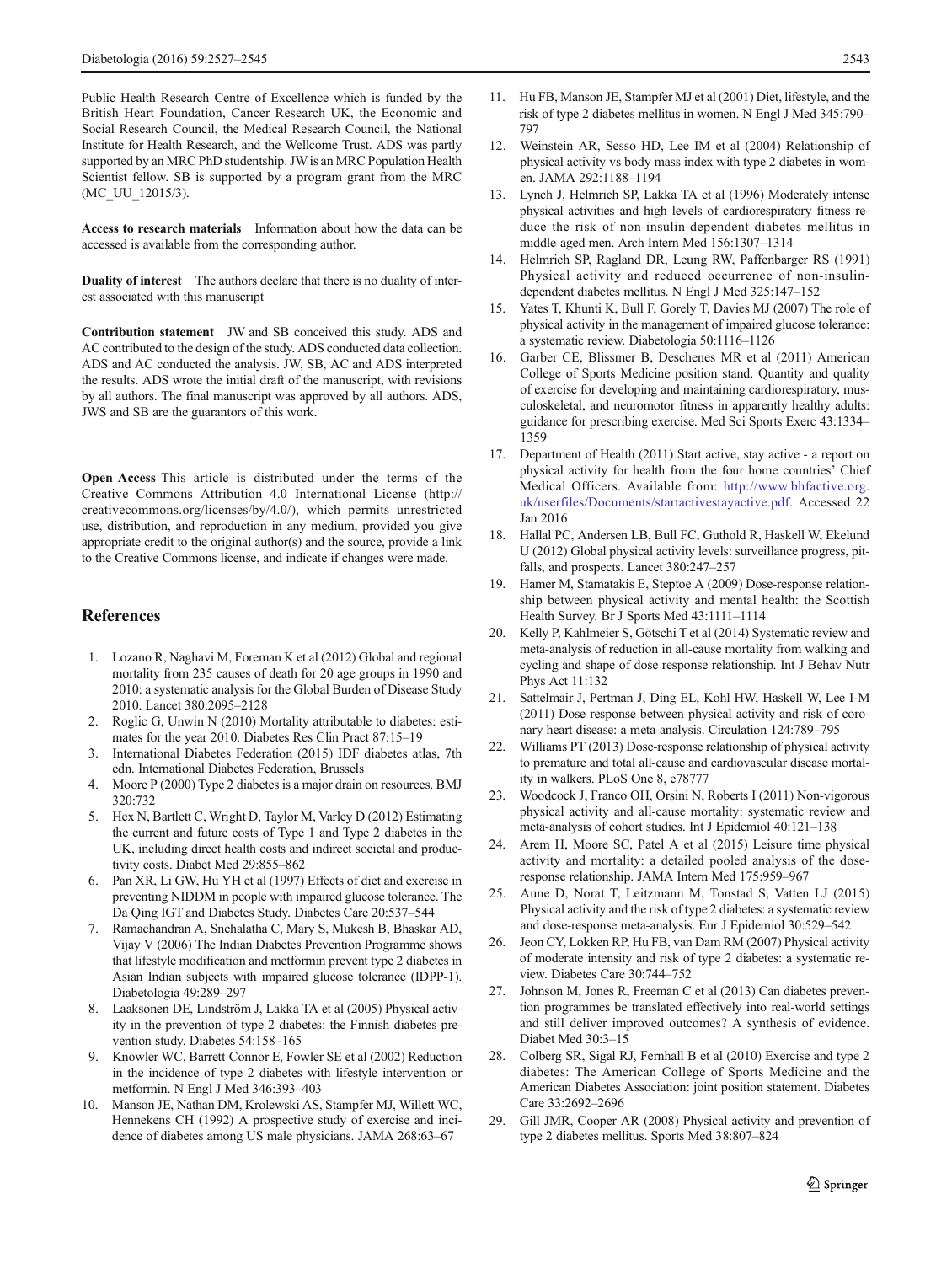Public Health Research Centre of Excellence which is funded by the British Heart Foundation, Cancer Research UK, the Economic and Social Research Council, the Medical Research Council, the National Institute for Health Research, and the Wellcome Trust. ADS was partly supported by an MRC PhD studentship. JW is an MRC Population Health Scientist fellow. SB is supported by a program grant from the MRC (MC_UU_12015/3).

**Access to research materials** Information about how the data can be accessed is available from the corresponding author.

**Duality of interest** The authors declare that there is no duality of interest associated with this manuscript

**Contribution statement** JW and SB conceived this study. ADS and AC contributed to the design of the study. ADS conducted data collection. ADS and AC conducted the analysis. JW, SB, AC and ADS interpreted the results. ADS wrote the initial draft of the manuscript, with revisions by all authors. The final manuscript was approved by all authors. ADS, JWS and SB are the guarantors of this work.

**Open Access** This article is distributed under the terms of the Creative Commons Attribution 4.0 International License (http://creativecommons.org/licenses/by/4.0/), which permits unrestricted use, distribution, and reproduction in any medium, provided you give appropriate credit to the original author(s) and the source, provide a link to the Creative Commons license, and indicate if changes were made.

## References

1. Lozano R, Naghavi M, Foreman K et al (2012) Global and regional mortality from 235 causes of death for 20 age groups in 1990 and 2010: a systematic analysis for the Global Burden of Disease Study 2010. Lancet 380:2095–2128
2. Roglic G, Unwin N (2010) Mortality attributable to diabetes: estimates for the year 2010. Diabetes Res Clin Pract 87:15–19
3. International Diabetes Federation (2015) IDF diabetes atlas, 7th edn. International Diabetes Federation, Brussels
4. Moore P (2000) Type 2 diabetes is a major drain on resources. BMJ 320:732
5. Hex N, Bartlett C, Wright D, Taylor M, Varley D (2012) Estimating the current and future costs of Type 1 and Type 2 diabetes in the UK, including direct health costs and indirect societal and productivity costs. Diabet Med 29:855–862
6. Pan XR, Li GW, Hu YH et al (1997) Effects of diet and exercise in preventing NIDDM in people with impaired glucose tolerance. The Da Qing IGT and Diabetes Study. Diabetes Care 20:537–544
7. Ramachandran A, Snehalatha C, Mary S, Mukesh B, Bhaskar AD, Vijay V (2006) The Indian Diabetes Prevention Programme shows that lifestyle modification and metformin prevent type 2 diabetes in Asian Indian subjects with impaired glucose tolerance (IDPP-1). Diabetologia 49:289–297
8. Laaksonen DE, Lindström J, Lakka TA et al (2005) Physical activity in the prevention of type 2 diabetes: the Finnish diabetes prevention study. Diabetes 54:158–165
9. Knowler WC, Barrett-Connor E, Fowler SE et al (2002) Reduction in the incidence of type 2 diabetes with lifestyle intervention or metformin. N Engl J Med 346:393–403
10. Manson JE, Nathan DM, Krolewski AS, Stampfer MJ, Willett WC, Hennekens CH (1992) A prospective study of exercise and incidence of diabetes among US male physicians. JAMA 268:63–67
11. Hu FB, Manson JE, Stampfer MJ et al (2001) Diet, lifestyle, and the risk of type 2 diabetes mellitus in women. N Engl J Med 345:790–797
12. Weinstein AR, Sesso HD, Lee IM et al (2004) Relationship of physical activity vs body mass index with type 2 diabetes in women. JAMA 292:1188–1194
13. Lynch J, Helmrich SP, Lakka TA et al (1996) Moderately intense physical activities and high levels of cardiorespiratory fitness reduce the risk of non-insulin-dependent diabetes mellitus in middle-aged men. Arch Intern Med 156:1307–1314
14. Helmrich SP, Ragland DR, Leung RW, Paffenbarger RS (1991) Physical activity and reduced occurrence of non-insulin-dependent diabetes mellitus. N Engl J Med 325:147–152
15. Yates T, Khunti K, Bull F, Gorely T, Davies MJ (2007) The role of physical activity in the management of impaired glucose tolerance: a systematic review. Diabetologia 50:1116–1126
16. Garber CE, Blissmer B, Deschenes MR et al (2011) American College of Sports Medicine position stand. Quantity and quality of exercise for developing and maintaining cardiorespiratory, musculoskeletal, and neuromotor fitness in apparently healthy adults: guidance for prescribing exercise. Med Sci Sports Exerc 43:1334–1359
17. Department of Health (2011) Start active, stay active - a report on physical activity for health from the four home countries' Chief Medical Officers. Available from: http://www.bhfactive.org.uk/userfiles/Documents/startactivestayactive.pdf. Accessed 22 Jan 2016
18. Hallal PC, Andersen LB, Bull FC, Guthold R, Haskell W, Ekelund U (2012) Global physical activity levels: surveillance progress, pitfalls, and prospects. Lancet 380:247–257
19. Hamer M, Stamatakis E, Steptoe A (2009) Dose-response relationship between physical activity and mental health: the Scottish Health Survey. Br J Sports Med 43:1111–1114
20. Kelly P, Kahlmeier S, Götschi T et al (2014) Systematic review and meta-analysis of reduction in all-cause mortality from walking and cycling and shape of dose response relationship. Int J Behav Nutr Phys Act 11:132
21. Sattelmair J, Pertman J, Ding EL, Kohl HW, Haskell W, Lee I-M (2011) Dose response between physical activity and risk of coronary heart disease: a meta-analysis. Circulation 124:789–795
22. Williams PT (2013) Dose-response relationship of physical activity to premature and total all-cause and cardiovascular disease mortality in walkers. PLoS One 8, e78777
23. Woodcock J, Franco OH, Orsini N, Roberts I (2011) Non-vigorous physical activity and all-cause mortality: systematic review and meta-analysis of cohort studies. Int J Epidemiol 40:121–138
24. Arem H, Moore SC, Patel A et al (2015) Leisure time physical activity and mortality: a detailed pooled analysis of the dose-response relationship. JAMA Intern Med 175:959–967
25. Aune D, Norat T, Leitzmann M, Tonstad S, Vatten LJ (2015) Physical activity and the risk of type 2 diabetes: a systematic review and dose-response meta-analysis. Eur J Epidemiol 30:529–542
26. Jeon CY, Lokken RP, Hu FB, van Dam RM (2007) Physical activity of moderate intensity and risk of type 2 diabetes: a systematic review. Diabetes Care 30:744–752
27. Johnson M, Jones R, Freeman C et al (2013) Can diabetes prevention programmes be translated effectively into real-world settings and still deliver improved outcomes? A synthesis of evidence. Diabet Med 30:3–15
28. Colberg SR, Sigal RJ, Fernhall B et al (2010) Exercise and type 2 diabetes: The American College of Sports Medicine and the American Diabetes Association: joint position statement. Diabetes Care 33:2692–2696
29. Gill JMR, Cooper AR (2008) Physical activity and prevention of type 2 diabetes mellitus. Sports Med 38:807–824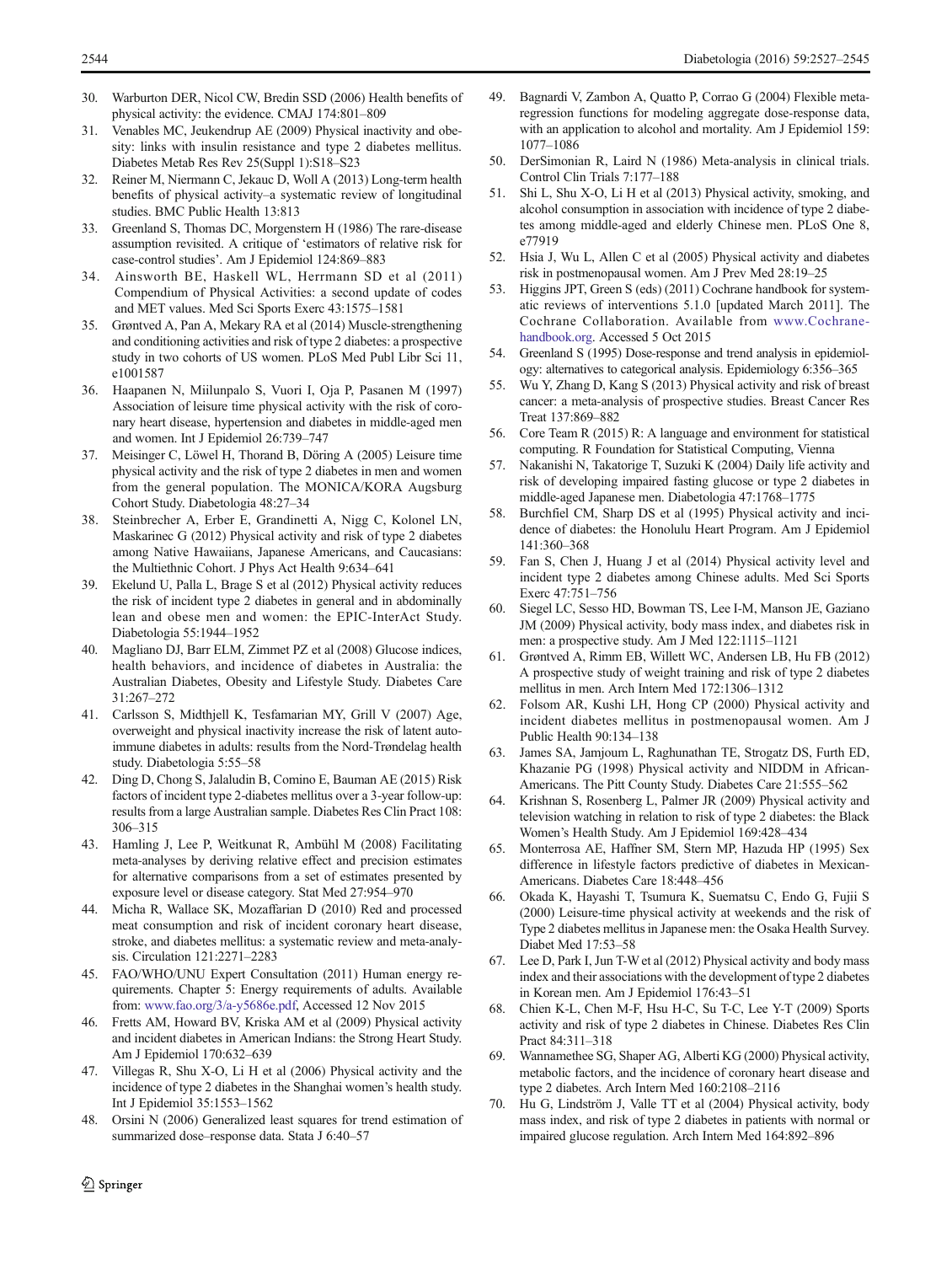30. Warburton DER, Nicol CW, Bredin SSD (2006) Health benefits of physical activity: the evidence. CMAJ 174:801–809
31. Venables MC, Jeukendrup AE (2009) Physical inactivity and obesity: links with insulin resistance and type 2 diabetes mellitus. Diabetes Metab Res Rev 25(Suppl 1):S18–S23
32. Reiner M, Niermann C, Jekauc D, Woll A (2013) Long-term health benefits of physical activity–a systematic review of longitudinal studies. BMC Public Health 13:813
33. Greenland S, Thomas DC, Morgenstern H (1986) The rare-disease assumption revisited. A critique of 'estimators of relative risk for case-control studies'. Am J Epidemiol 124:869–883
34. Ainsworth BE, Haskell WL, Herrmann SD et al (2011) Compendium of Physical Activities: a second update of codes and MET values. Med Sci Sports Exerc 43:1575–1581
35. Grøntved A, Pan A, Mekary RA et al (2014) Muscle-strengthening and conditioning activities and risk of type 2 diabetes: a prospective study in two cohorts of US women. PLoS Med Publ Libr Sci 11, e1001587
36. Haapanen N, Miilunpalo S, Vuori I, Oja P, Pasanen M (1997) Association of leisure time physical activity with the risk of coronary heart disease, hypertension and diabetes in middle-aged men and women. Int J Epidemiol 26:739–747
37. Meisinger C, Löwel H, Thorand B, Döring A (2005) Leisure time physical activity and the risk of type 2 diabetes in men and women from the general population. The MONICA/KORA Augsburg Cohort Study. Diabetologia 48:27–34
38. Steinbrecher A, Erber E, Grandinetti A, Nigg C, Kolonel LN, Maskarinec G (2012) Physical activity and risk of type 2 diabetes among Native Hawaiians, Japanese Americans, and Caucasians: the Multiethnic Cohort. J Phys Act Health 9:634–641
39. Ekelund U, Palla L, Brage S et al (2012) Physical activity reduces the risk of incident type 2 diabetes in general and in abdominally lean and obese men and women: the EPIC-InterAct Study. Diabetologia 55:1944–1952
40. Magliano DJ, Barr ELM, Zimmet PZ et al (2008) Glucose indices, health behaviors, and incidence of diabetes in Australia: the Australian Diabetes, Obesity and Lifestyle Study. Diabetes Care 31:267–272
41. Carlsson S, Midthjell K, Tesfamarian MY, Grill V (2007) Age, overweight and physical inactivity increase the risk of latent autoimmune diabetes in adults: results from the Nord-Trøndelag health study. Diabetologia 5:55–58
42. Ding D, Chong S, Jalaludin B, Comino E, Bauman AE (2015) Risk factors of incident type 2-diabetes mellitus over a 3-year follow-up: results from a large Australian sample. Diabetes Res Clin Pract 108: 306–315
43. Hamling J, Lee P, Weitkunat R, Ambühl M (2008) Facilitating meta-analyses by deriving relative effect and precision estimates for alternative comparisons from a set of estimates presented by exposure level or disease category. Stat Med 27:954–970
44. Micha R, Wallace SK, Mozaffarian D (2010) Red and processed meat consumption and risk of incident coronary heart disease, stroke, and diabetes mellitus: a systematic review and meta-analysis. Circulation 121:2271–2283
45. FAO/WHO/UNU Expert Consultation (2011) Human energy requirements. Chapter 5: Energy requirements of adults. Available from: www.fao.org/3/a-y5686e.pdf, Accessed 12 Nov 2015
46. Fretts AM, Howard BV, Kriska AM et al (2009) Physical activity and incident diabetes in American Indians: the Strong Heart Study. Am J Epidemiol 170:632–639
47. Villegas R, Shu X-O, Li H et al (2006) Physical activity and the incidence of type 2 diabetes in the Shanghai women's health study. Int J Epidemiol 35:1553–1562
48. Orsini N (2006) Generalized least squares for trend estimation of summarized dose–response data. Stata J 6:40–57
49. Bagnardi V, Zambon A, Quatto P, Corrao G (2004) Flexible meta-regression functions for modeling aggregate dose-response data, with an application to alcohol and mortality. Am J Epidemiol 159: 1077–1086
50. DerSimonian R, Laird N (1986) Meta-analysis in clinical trials. Control Clin Trials 7:177–188
51. Shi L, Shu X-O, Li H et al (2013) Physical activity, smoking, and alcohol consumption in association with incidence of type 2 diabetes among middle-aged and elderly Chinese men. PLoS One 8, e77919
52. Hsia J, Wu L, Allen C et al (2005) Physical activity and diabetes risk in postmenopausal women. Am J Prev Med 28:19–25
53. Higgins JPT, Green S (eds) (2011) Cochrane handbook for systematic reviews of interventions 5.1.0 [updated March 2011]. The Cochrane Collaboration. Available from www.Cochrane-handbook.org. Accessed 5 Oct 2015
54. Greenland S (1995) Dose-response and trend analysis in epidemiology: alternatives to categorical analysis. Epidemiology 6:356–365
55. Wu Y, Zhang D, Kang S (2013) Physical activity and risk of breast cancer: a meta-analysis of prospective studies. Breast Cancer Res Treat 137:869–882
56. Core Team R (2015) R: A language and environment for statistical computing. R Foundation for Statistical Computing, Vienna
57. Nakanishi N, Takatorige T, Suzuki K (2004) Daily life activity and risk of developing impaired fasting glucose or type 2 diabetes in middle-aged Japanese men. Diabetologia 47:1768–1775
58. Burchfiel CM, Sharp DS et al (1995) Physical activity and incidence of diabetes: the Honolulu Heart Program. Am J Epidemiol 141:360–368
59. Fan S, Chen J, Huang J et al (2014) Physical activity level and incident type 2 diabetes among Chinese adults. Med Sci Sports Exerc 47:751–756
60. Siegel LC, Sesso HD, Bowman TS, Lee I-M, Manson JE, Gaziano JM (2009) Physical activity, body mass index, and diabetes risk in men: a prospective study. Am J Med 122:1115–1121
61. Grøntved A, Rimm EB, Willett WC, Andersen LB, Hu FB (2012) A prospective study of weight training and risk of type 2 diabetes mellitus in men. Arch Intern Med 172:1306–1312
62. Folsom AR, Kushi LH, Hong CP (2000) Physical activity and incident diabetes mellitus in postmenopausal women. Am J Public Health 90:134–138
63. James SA, Jamjoum L, Raghunathan TE, Strogatz DS, Furth ED, Khazanie PG (1998) Physical activity and NIDDM in African-Americans. The Pitt County Study. Diabetes Care 21:555–562
64. Krishnan S, Rosenberg L, Palmer JR (2009) Physical activity and television watching in relation to risk of type 2 diabetes: the Black Women's Health Study. Am J Epidemiol 169:428–434
65. Monterrosa AE, Haffner SM, Stern MP, Hazuda HP (1995) Sex difference in lifestyle factors predictive of diabetes in Mexican-Americans. Diabetes Care 18:448–456
66. Okada K, Hayashi T, Tsumura K, Suematsu C, Endo G, Fujii S (2000) Leisure-time physical activity at weekends and the risk of Type 2 diabetes mellitus in Japanese men: the Osaka Health Survey. Diabet Med 17:53–58
67. Lee D, Park I, Jun T-W et al (2012) Physical activity and body mass index and their associations with the development of type 2 diabetes in Korean men. Am J Epidemiol 176:43–51
68. Chien K-L, Chen M-F, Hsu H-C, Su T-C, Lee Y-T (2009) Sports activity and risk of type 2 diabetes in Chinese. Diabetes Res Clin Pract 84:311–318
69. Wannamethee SG, Shaper AG, Alberti KG (2000) Physical activity, metabolic factors, and the incidence of coronary heart disease and type 2 diabetes. Arch Intern Med 160:2108–2116
70. Hu G, Lindström J, Valle TT et al (2004) Physical activity, body mass index, and risk of type 2 diabetes in patients with normal or impaired glucose regulation. Arch Intern Med 164:892–896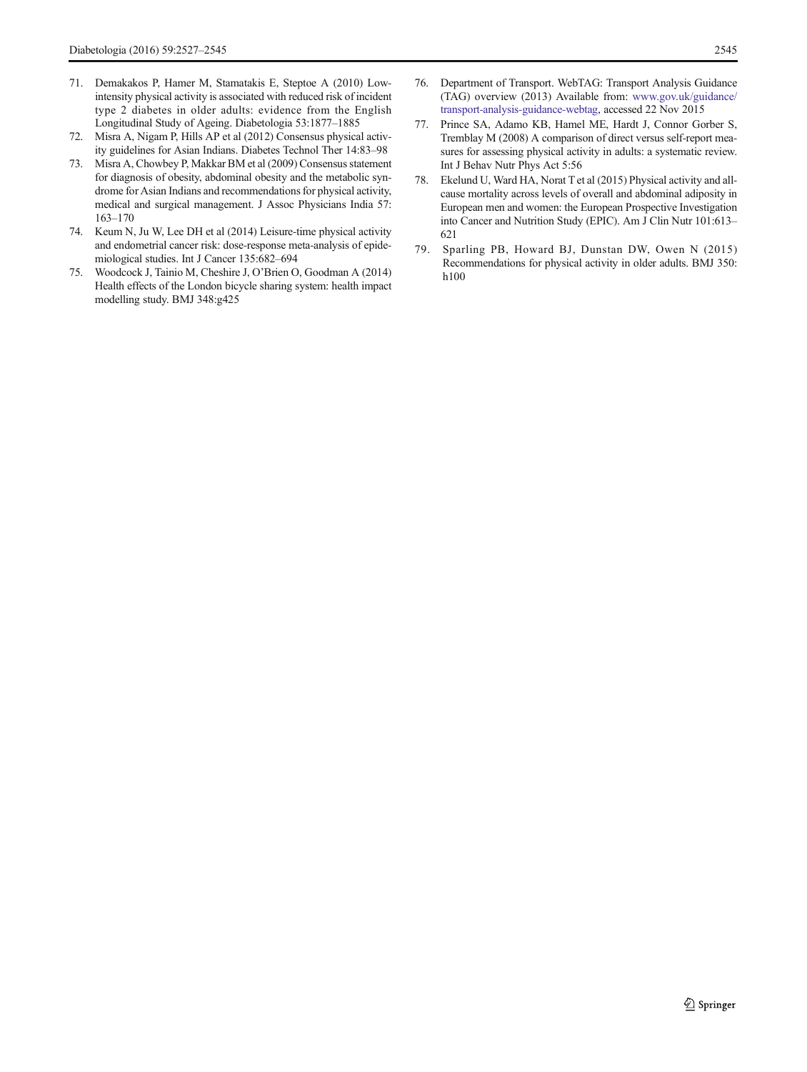71. Demakakos P, Hamer M, Stamatakis E, Steptoe A (2010) Low-intensity physical activity is associated with reduced risk of incident type 2 diabetes in older adults: evidence from the English Longitudinal Study of Ageing. Diabetologia 53:1877–1885
72. Misra A, Nigam P, Hills AP et al (2012) Consensus physical activity guidelines for Asian Indians. Diabetes Technol Ther 14:83–98
73. Misra A, Chowbey P, Makkar BM et al (2009) Consensus statement for diagnosis of obesity, abdominal obesity and the metabolic syndrome for Asian Indians and recommendations for physical activity, medical and surgical management. J Assoc Physicians India 57: 163–170
74. Keum N, Ju W, Lee DH et al (2014) Leisure-time physical activity and endometrial cancer risk: dose-response meta-analysis of epidemiological studies. Int J Cancer 135:682–694
75. Woodcock J, Tainio M, Cheshire J, O'Brien O, Goodman A (2014) Health effects of the London bicycle sharing system: health impact modelling study. BMJ 348:g425
76. Department of Transport. WebTAG: Transport Analysis Guidance (TAG) overview (2013) Available from: www.gov.uk/guidance/transport-analysis-guidance-webtag, accessed 22 Nov 2015
77. Prince SA, Adamo KB, Hamel ME, Hardt J, Connor Gorber S, Tremblay M (2008) A comparison of direct versus self-report measures for assessing physical activity in adults: a systematic review. Int J Behav Nutr Phys Act 5:56
78. Ekelund U, Ward HA, Norat T et al (2015) Physical activity and all-cause mortality across levels of overall and abdominal adiposity in European men and women: the European Prospective Investigation into Cancer and Nutrition Study (EPIC). Am J Clin Nutr 101:613–621
79. Sparling PB, Howard BJ, Dunstan DW, Owen N (2015) Recommendations for physical activity in older adults. BMJ 350: h100